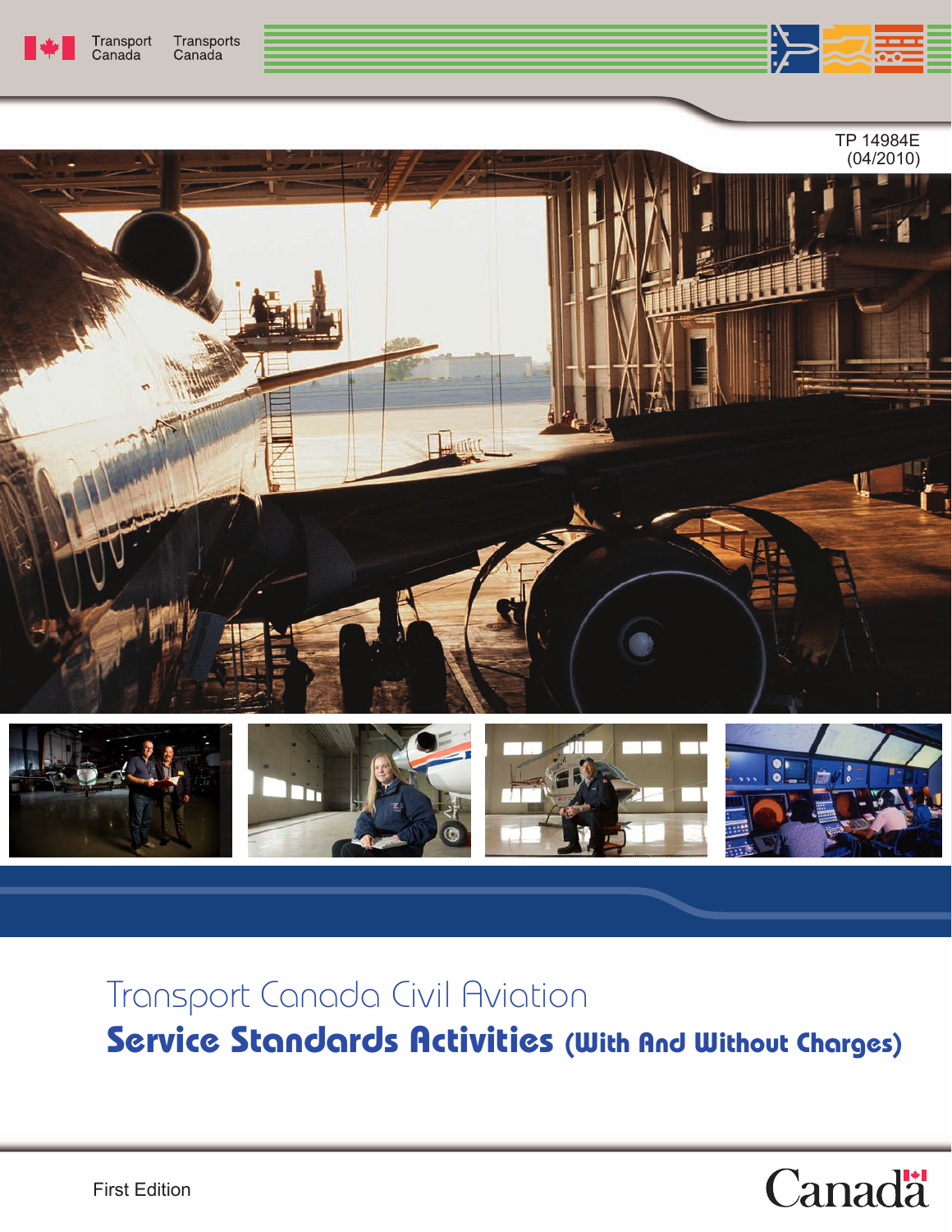Transport Canada / Transports Canada

TP 14984E
(04/2010)

# Transport Canada Civil Aviation

## Service Standards Activities (With And Without Charges)

First Edition

Canada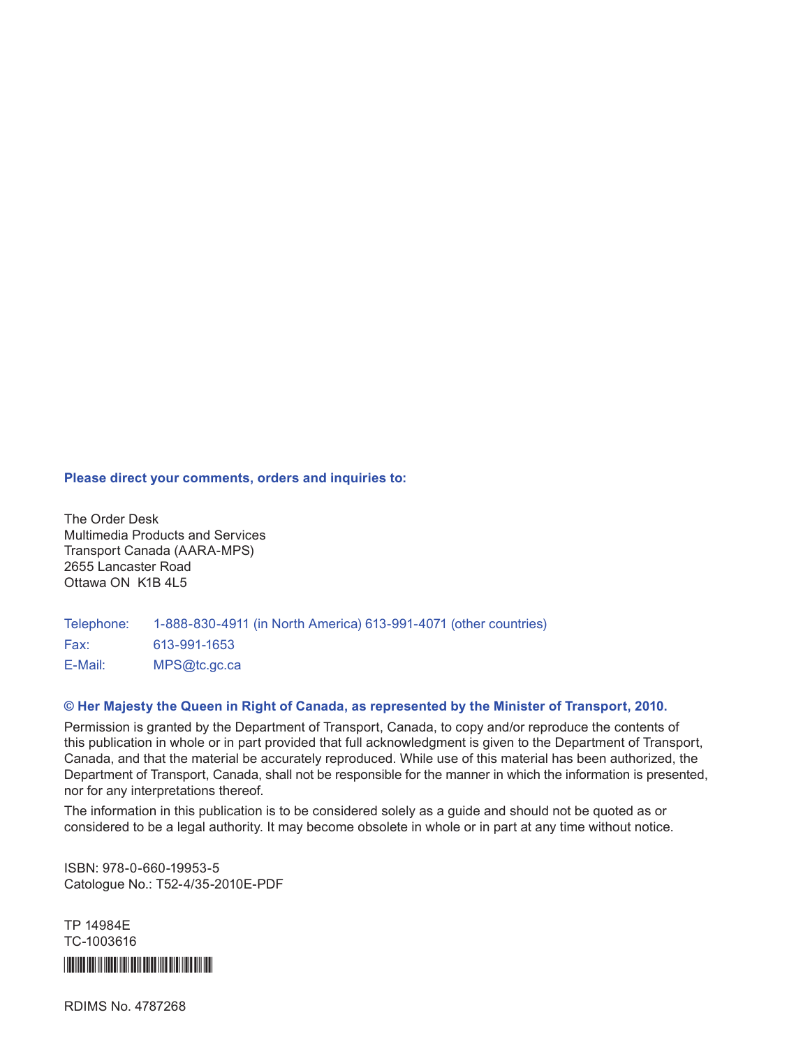**Please direct your comments, orders and inquiries to:**

The Order Desk
Multimedia Products and Services
Transport Canada (AARA-MPS)
2655 Lancaster Road
Ottawa ON  K1B 4L5

Telephone: 1-888-830-4911 (in North America) 613-991-4071 (other countries)
Fax: 613-991-1653
E-Mail: MPS@tc.gc.ca

**© Her Majesty the Queen in Right of Canada, as represented by the Minister of Transport, 2010.**

Permission is granted by the Department of Transport, Canada, to copy and/or reproduce the contents of this publication in whole or in part provided that full acknowledgment is given to the Department of Transport, Canada, and that the material be accurately reproduced. While use of this material has been authorized, the Department of Transport, Canada, shall not be responsible for the manner in which the information is presented, nor for any interpretations thereof.

The information in this publication is to be considered solely as a guide and should not be quoted as or considered to be a legal authority. It may become obsolete in whole or in part at any time without notice.

ISBN: 978-0-660-19953-5
Catalogue No.: T52-4/35-2010E-PDF

TP 14984E
TC-1003616

RDIMS No. 4787268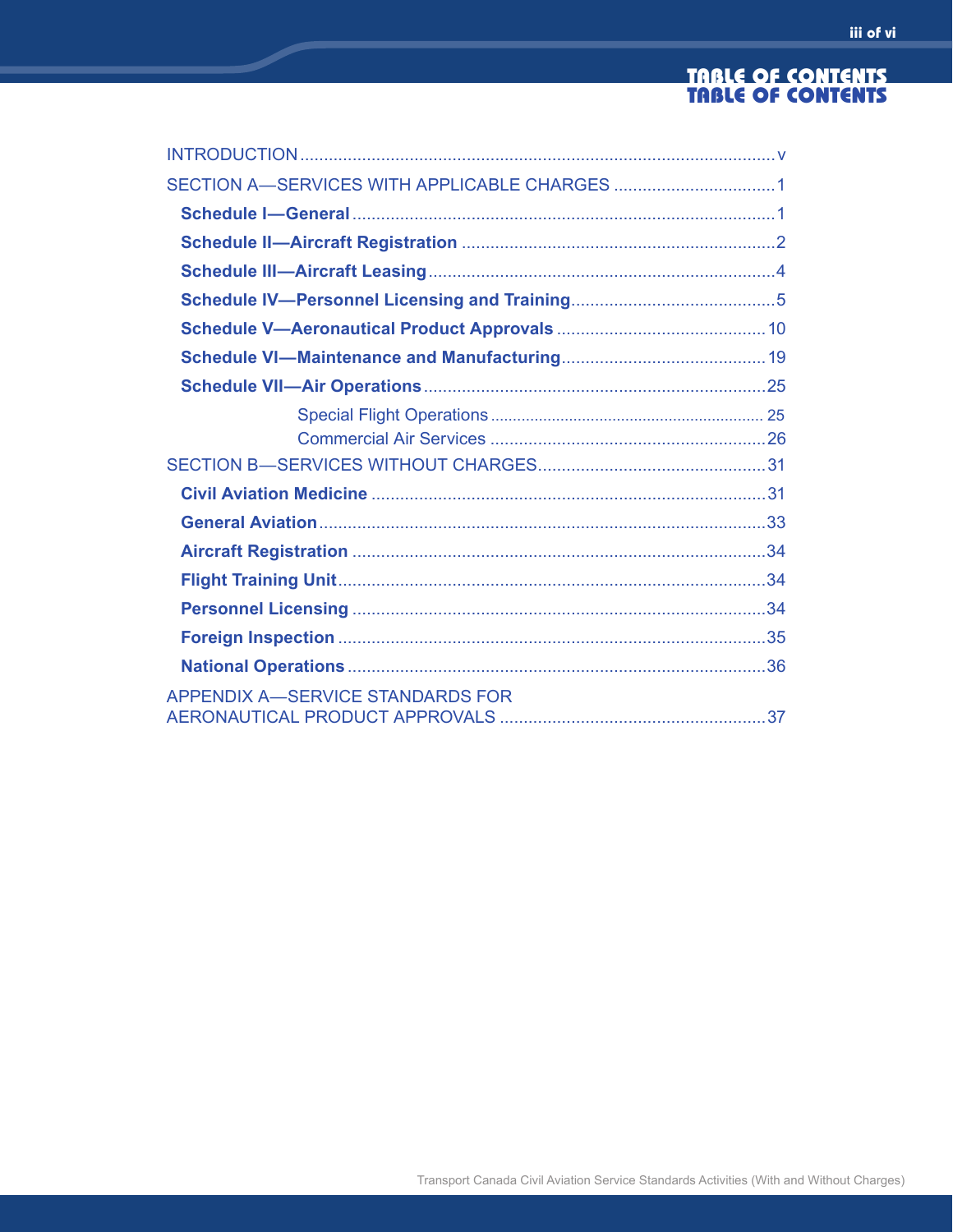# TABLE OF CONTENTS

INTRODUCTION .......... v

SECTION A—SERVICES WITH APPLICABLE CHARGES .......... 1

- **Schedule I—General** .......... 1
- **Schedule II—Aircraft Registration** .......... 2
- **Schedule III—Aircraft Leasing** .......... 4
- **Schedule IV—Personnel Licensing and Training** .......... 5
- **Schedule V—Aeronautical Product Approvals** .......... 10
- **Schedule VI—Maintenance and Manufacturing** .......... 19
- **Schedule VII—Air Operations** .......... 25
  - Special Flight Operations .......... 25
  - Commercial Air Services .......... 26

SECTION B—SERVICES WITHOUT CHARGES .......... 31

- **Civil Aviation Medicine** .......... 31
- **General Aviation** .......... 33
- **Aircraft Registration** .......... 34
- **Flight Training Unit** .......... 34
- **Personnel Licensing** .......... 34
- **Foreign Inspection** .......... 35
- **National Operations** .......... 36

APPENDIX A—SERVICE STANDARDS FOR AERONAUTICAL PRODUCT APPROVALS .......... 37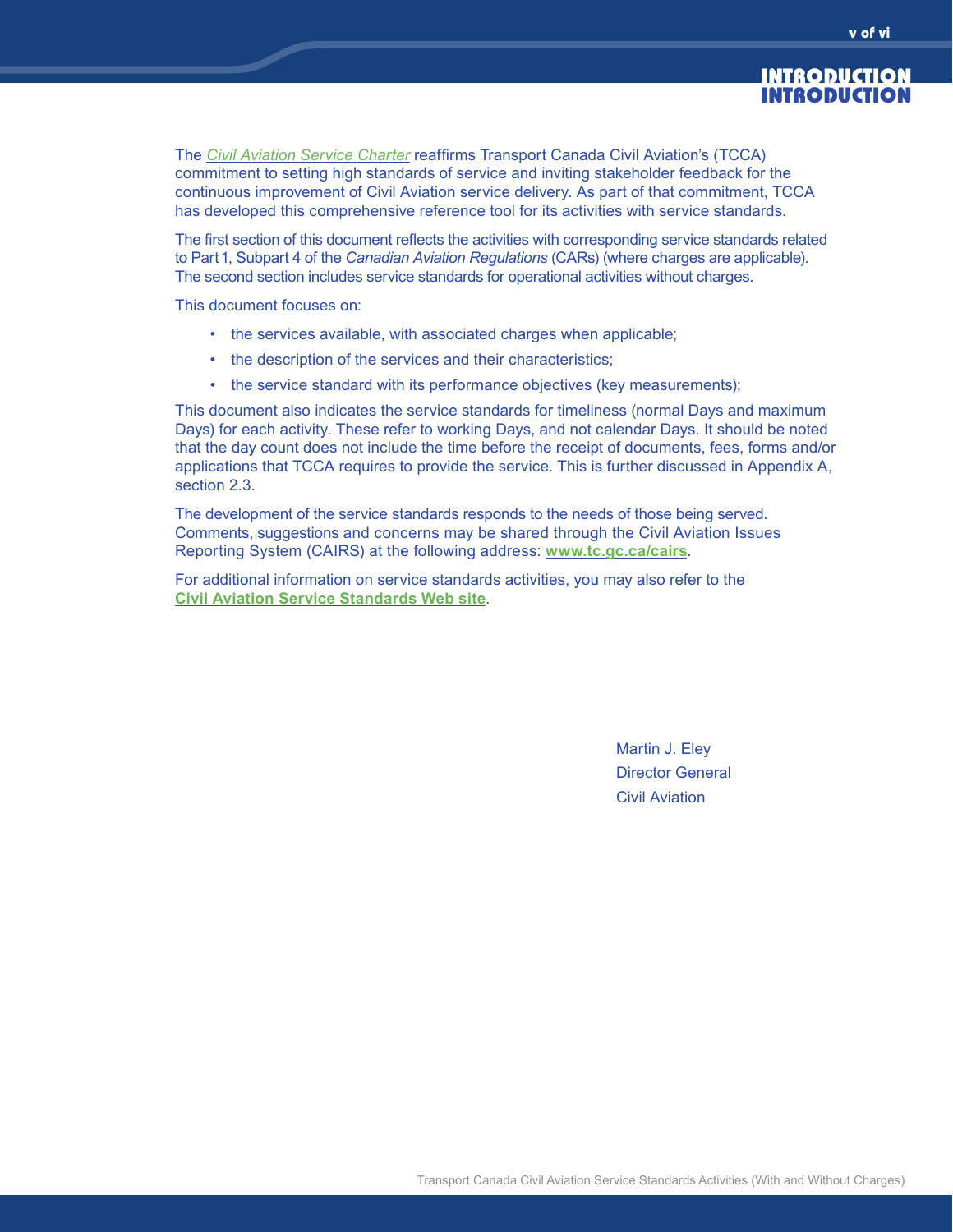# INTRODUCTION

The *Civil Aviation Service Charter* reaffirms Transport Canada Civil Aviation's (TCCA) commitment to setting high standards of service and inviting stakeholder feedback for the continuous improvement of Civil Aviation service delivery. As part of that commitment, TCCA has developed this comprehensive reference tool for its activities with service standards.

The first section of this document reflects the activities with corresponding service standards related to Part 1, Subpart 4 of the *Canadian Aviation Regulations* (CARs) (where charges are applicable). The second section includes service standards for operational activities without charges.

This document focuses on:

- the services available, with associated charges when applicable;
- the description of the services and their characteristics;
- the service standard with its performance objectives (key measurements);

This document also indicates the service standards for timeliness (normal Days and maximum Days) for each activity. These refer to working Days, and not calendar Days. It should be noted that the day count does not include the time before the receipt of documents, fees, forms and/or applications that TCCA requires to provide the service. This is further discussed in Appendix A, section 2.3.

The development of the service standards responds to the needs of those being served. Comments, suggestions and concerns may be shared through the Civil Aviation Issues Reporting System (CAIRS) at the following address: **www.tc.gc.ca/cairs**.

For additional information on service standards activities, you may also refer to the **Civil Aviation Service Standards Web site**.

Martin J. Eley
Director General
Civil Aviation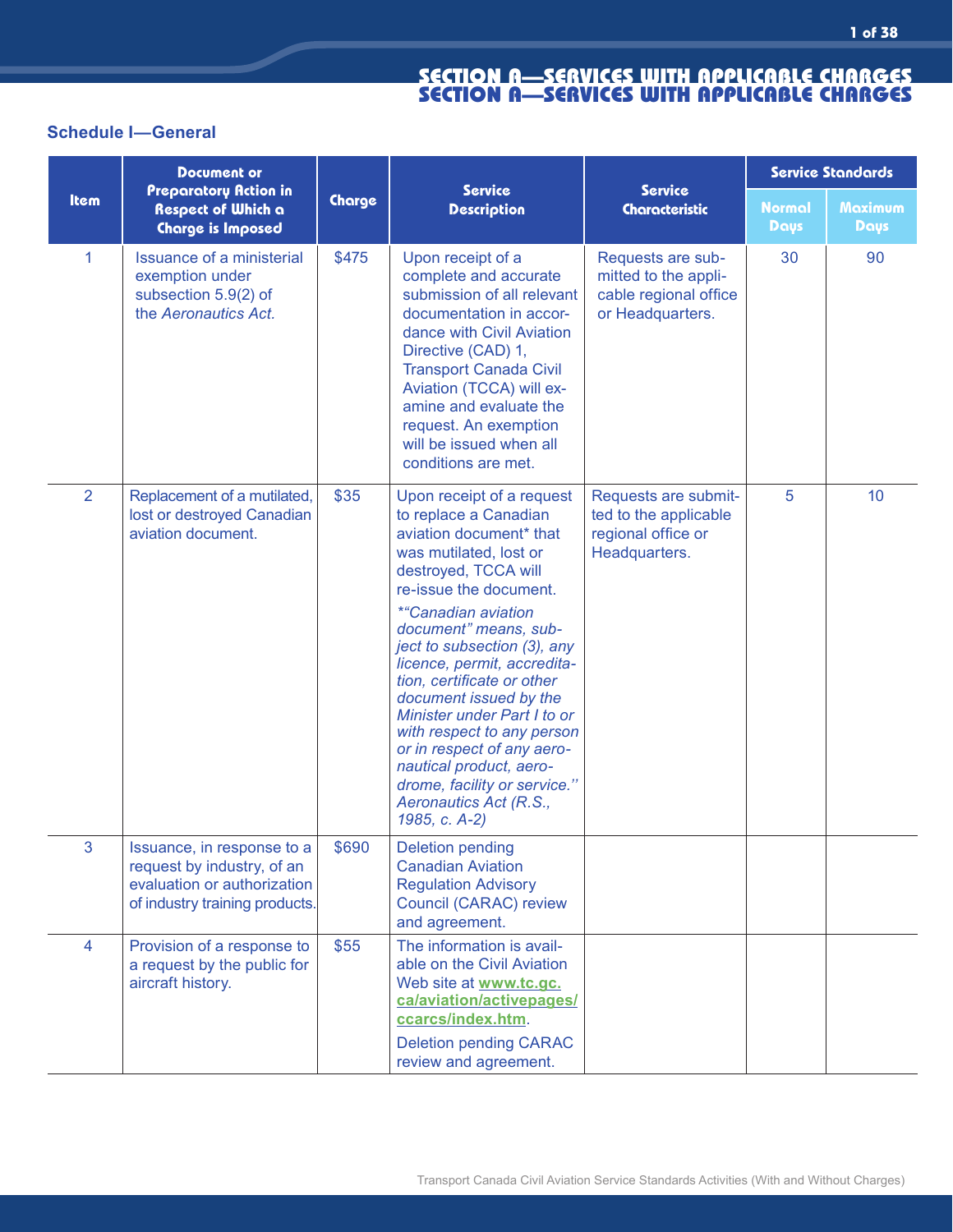# SECTION A—SERVICES WITH APPLICABLE CHARGES

## Schedule I—General

| Item | Document or Preparatory Action in Respect of Which a Charge is Imposed | Charge | Service Description | Service Characteristic | Service Standards | |
|---|---|---|---|---|---|---|
| | | | | | Normal Days | Maximum Days |
| 1 | Issuance of a ministerial exemption under subsection 5.9(2) of the *Aeronautics Act.* | $475 | Upon receipt of a complete and accurate submission of all relevant documentation in accordance with Civil Aviation Directive (CAD) 1, Transport Canada Civil Aviation (TCCA) will examine and evaluate the request. An exemption will be issued when all conditions are met. | Requests are submitted to the applicable regional office or Headquarters. | 30 | 90 |
| 2 | Replacement of a mutilated, lost or destroyed Canadian aviation document. | $35 | Upon receipt of a request to replace a Canadian aviation document* that was mutilated, lost or destroyed, TCCA will re-issue the document. *\*"Canadian aviation document" means, subject to subsection (3), any licence, permit, accreditation, certificate or other document issued by the Minister under Part I to or with respect to any person or in respect of any aeronautical product, aerodrome, facility or service." Aeronautics Act (R.S., 1985, c. A-2)* | Requests are submitted to the applicable regional office or Headquarters. | 5 | 10 |
| 3 | Issuance, in response to a request by industry, of an evaluation or authorization of industry training products. | $690 | Deletion pending Canadian Aviation Regulation Advisory Council (CARAC) review and agreement. | | | |
| 4 | Provision of a response to a request by the public for aircraft history. | $55 | The information is available on the Civil Aviation Web site at **www.tc.gc.ca/aviation/activepages/ccarcs/index.htm**. Deletion pending CARAC review and agreement. | | | |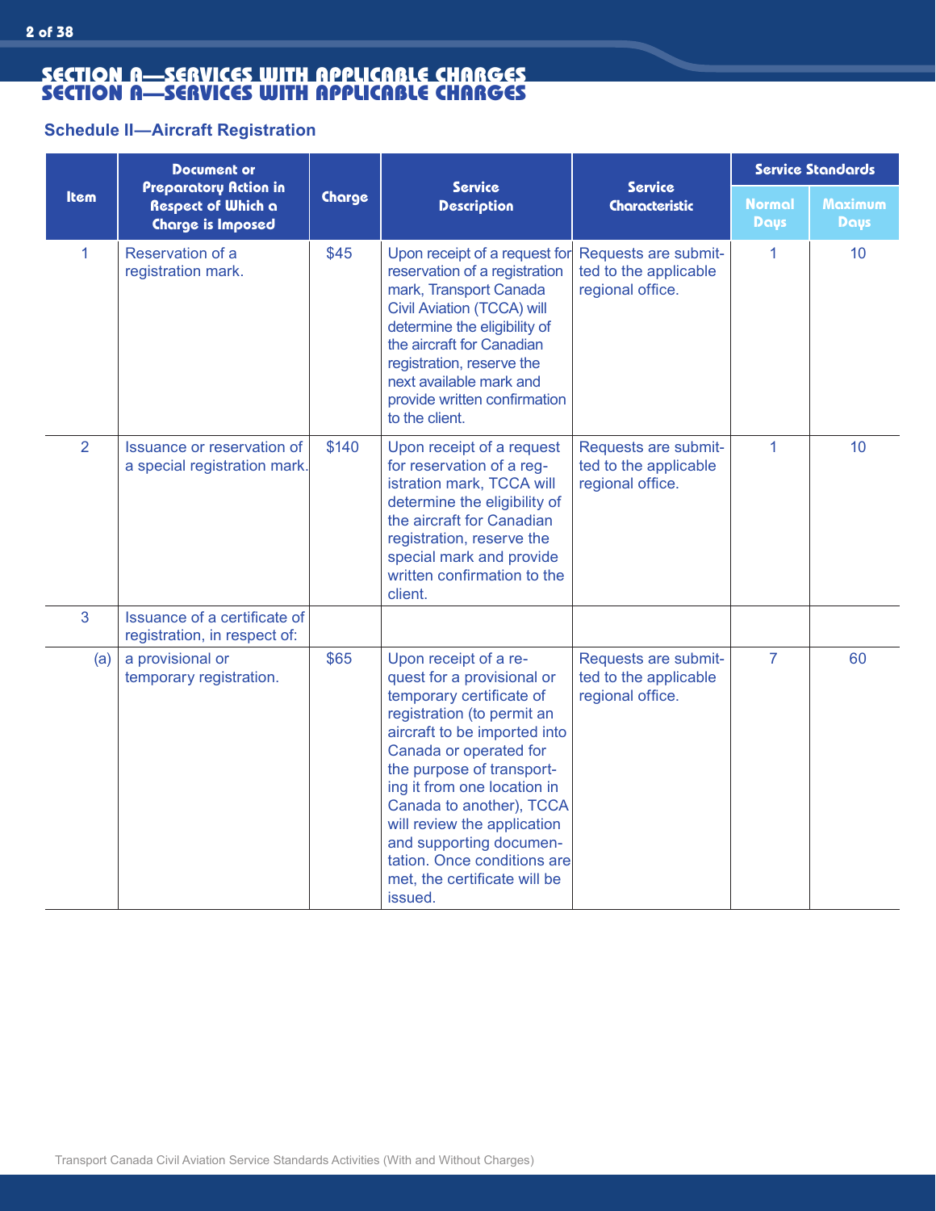## SECTION A—SERVICES WITH APPLICABLE CHARGES

### Schedule II—Aircraft Registration

| Item | Document or Preparatory Action in Respect of Which a Charge is Imposed | Charge | Service Description | Service Characteristic | Service Standards | |
|---|---|---|---|---|---|---|
| | | | | | Normal Days | Maximum Days |
| 1 | Reservation of a registration mark. | $45 | Upon receipt of a request for reservation of a registration mark, Transport Canada Civil Aviation (TCCA) will determine the eligibility of the aircraft for Canadian registration, reserve the next available mark and provide written confirmation to the client. | Requests are submitted to the applicable regional office. | 1 | 10 |
| 2 | Issuance or reservation of a special registration mark. | $140 | Upon receipt of a request for reservation of a registration mark, TCCA will determine the eligibility of the aircraft for Canadian registration, reserve the special mark and provide written confirmation to the client. | Requests are submitted to the applicable regional office. | 1 | 10 |
| 3 | Issuance of a certificate of registration, in respect of: | | | | | |
| (a) | a provisional or temporary registration. | $65 | Upon receipt of a request for a provisional or temporary certificate of registration (to permit an aircraft to be imported into Canada or operated for the purpose of transporting it from one location in Canada to another), TCCA will review the application and supporting documentation. Once conditions are met, the certificate will be issued. | Requests are submitted to the applicable regional office. | 7 | 60 |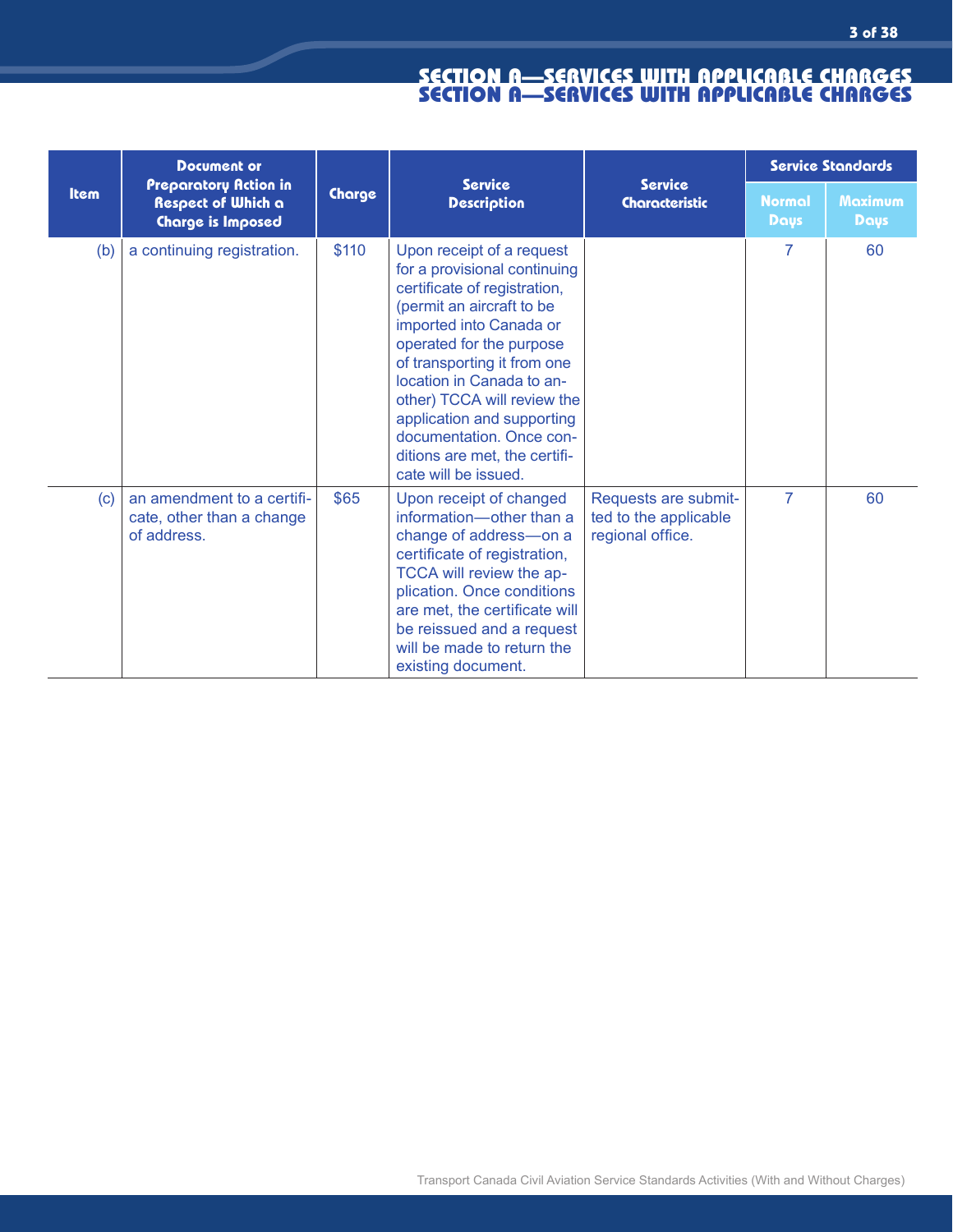## SECTION A—SERVICES WITH APPLICABLE CHARGES

| Item | Document or Preparatory Action in Respect of Which a Charge is Imposed | Charge | Service Description | Service Characteristic | Service Standards | |
|---|---|---|---|---|---|---|
| | | | | | Normal Days | Maximum Days |
| (b) | a continuing registration. | $110 | Upon receipt of a request for a provisional continuing certificate of registration, (permit an aircraft to be imported into Canada or operated for the purpose of transporting it from one location in Canada to another) TCCA will review the application and supporting documentation. Once conditions are met, the certificate will be issued. | | 7 | 60 |
| (c) | an amendment to a certificate, other than a change of address. | $65 | Upon receipt of changed information—other than a change of address—on a certificate of registration, TCCA will review the application. Once conditions are met, the certificate will be reissued and a request will be made to return the existing document. | Requests are submitted to the applicable regional office. | 7 | 60 |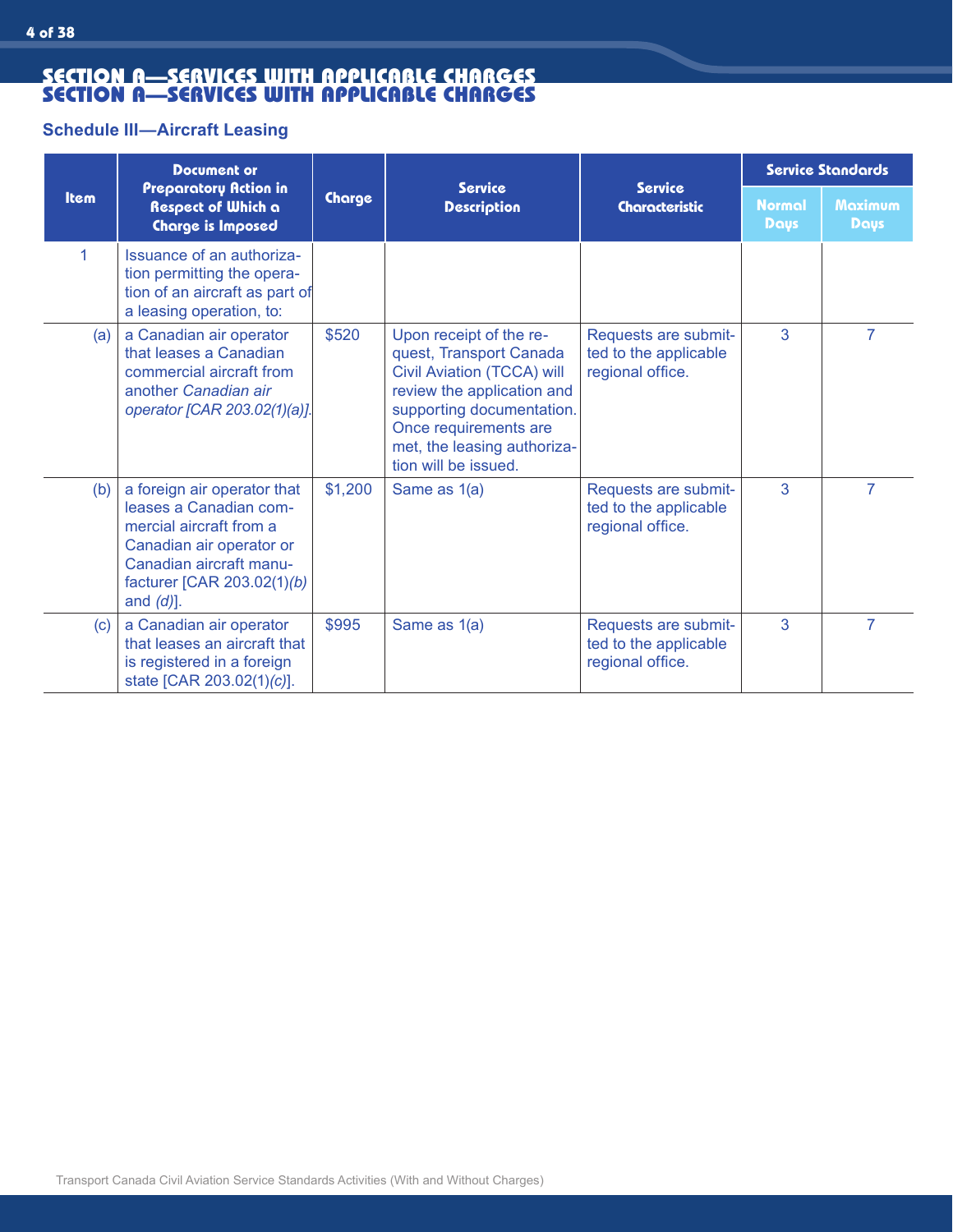## SECTION A—SERVICES WITH APPLICABLE CHARGES

### Schedule III—Aircraft Leasing

| Item | Document or Preparatory Action in Respect of Which a Charge is Imposed | Charge | Service Description | Service Characteristic | Service Standards | |
|---|---|---|---|---|---|---|
| | | | | | Normal Days | Maximum Days |
| 1 | Issuance of an authorization permitting the operation of an aircraft as part of a leasing operation, to: | | | | | |
| (a) | a Canadian air operator that leases a Canadian commercial aircraft from another *Canadian air operator [CAR 203.02(1)(a)]*. | $520 | Upon receipt of the request, Transport Canada Civil Aviation (TCCA) will review the application and supporting documentation. Once requirements are met, the leasing authorization will be issued. | Requests are submitted to the applicable regional office. | 3 | 7 |
| (b) | a foreign air operator that leases a Canadian commercial aircraft from a Canadian air operator or Canadian aircraft manufacturer [CAR 203.02(1)*(b)* and *(d)*]. | $1,200 | Same as 1(a) | Requests are submitted to the applicable regional office. | 3 | 7 |
| (c) | a Canadian air operator that leases an aircraft that is registered in a foreign state [CAR 203.02(1)*(c)*]. | $995 | Same as 1(a) | Requests are submitted to the applicable regional office. | 3 | 7 |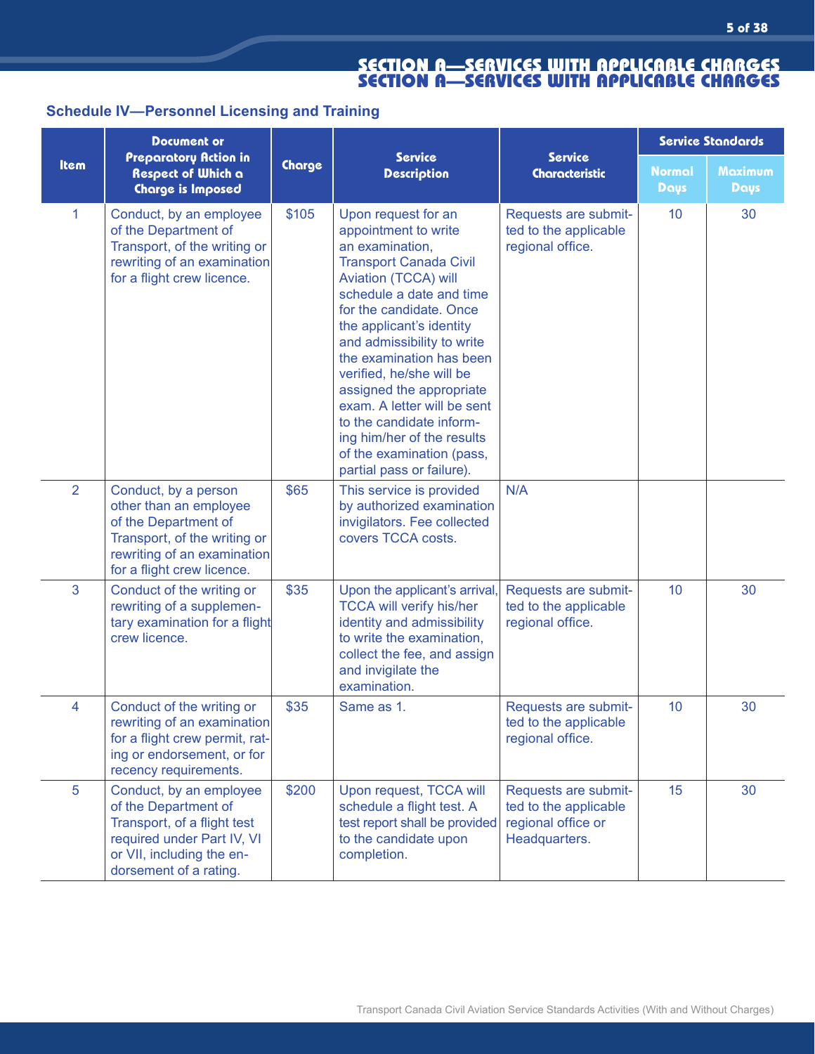## SECTION A—SERVICES WITH APPLICABLE CHARGES

### Schedule IV—Personnel Licensing and Training

| Item | Document or Preparatory Action in Respect of Which a Charge is Imposed | Charge | Service Description | Service Characteristic | Service Standards | |
|---|---|---|---|---|---|---|
| | | | | | Normal Days | Maximum Days |
| 1 | Conduct, by an employee of the Department of Transport, of the writing or rewriting of an examination for a flight crew licence. | $105 | Upon request for an appointment to write an examination, Transport Canada Civil Aviation (TCCA) will schedule a date and time for the candidate. Once the applicant's identity and admissibility to write the examination has been verified, he/she will be assigned the appropriate exam. A letter will be sent to the candidate informing him/her of the results of the examination (pass, partial pass or failure). | Requests are submitted to the applicable regional office. | 10 | 30 |
| 2 | Conduct, by a person other than an employee of the Department of Transport, of the writing or rewriting of an examination for a flight crew licence. | $65 | This service is provided by authorized examination invigilators. Fee collected covers TCCA costs. | N/A | | |
| 3 | Conduct of the writing or rewriting of a supplementary examination for a flight crew licence. | $35 | Upon the applicant's arrival, TCCA will verify his/her identity and admissibility to write the examination, collect the fee, and assign and invigilate the examination. | Requests are submitted to the applicable regional office. | 10 | 30 |
| 4 | Conduct of the writing or rewriting of an examination for a flight crew permit, rating or endorsement, or for recency requirements. | $35 | Same as 1. | Requests are submitted to the applicable regional office. | 10 | 30 |
| 5 | Conduct, by an employee of the Department of Transport, of a flight test required under Part IV, VI or VII, including the endorsement of a rating. | $200 | Upon request, TCCA will schedule a flight test. A test report shall be provided to the candidate upon completion. | Requests are submitted to the applicable regional office or Headquarters. | 15 | 30 |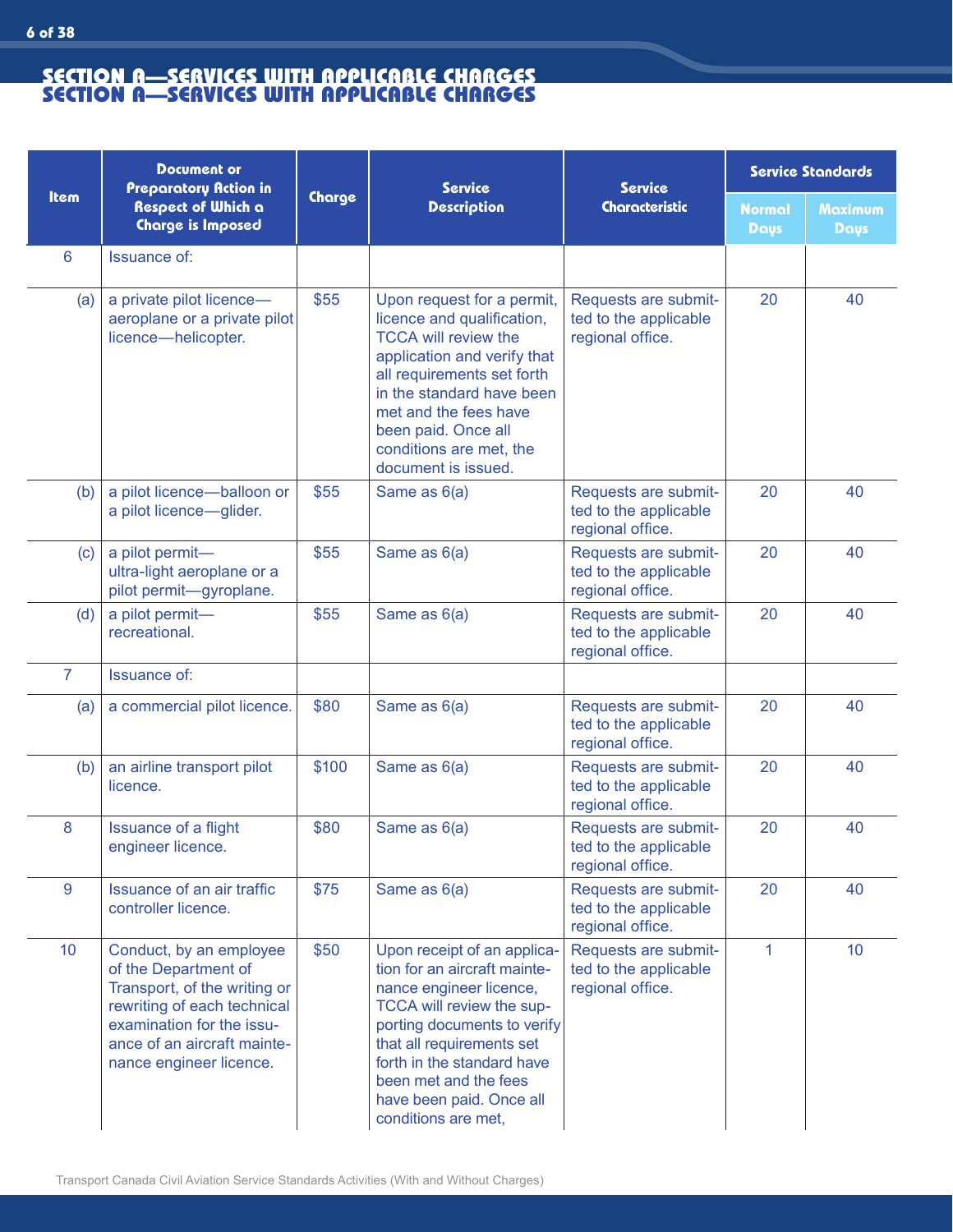## SECTION A—SERVICES WITH APPLICABLE CHARGES

| Item | Document or Preparatory Action in Respect of Which a Charge is Imposed | Charge | Service Description | Service Characteristic | Service Standards | |
|---|---|---|---|---|---|---|
| | | | | | Normal Days | Maximum Days |
| 6 | Issuance of: | | | | | |
| (a) | a private pilot licence—aeroplane or a private pilot licence—helicopter. | $55 | Upon request for a permit, licence and qualification, TCCA will review the application and verify that all requirements set forth in the standard have been met and the fees have been paid. Once all conditions are met, the document is issued. | Requests are submitted to the applicable regional office. | 20 | 40 |
| (b) | a pilot licence—balloon or a pilot licence—glider. | $55 | Same as 6(a) | Requests are submitted to the applicable regional office. | 20 | 40 |
| (c) | a pilot permit—ultra-light aeroplane or a pilot permit—gyroplane. | $55 | Same as 6(a) | Requests are submitted to the applicable regional office. | 20 | 40 |
| (d) | a pilot permit—recreational. | $55 | Same as 6(a) | Requests are submitted to the applicable regional office. | 20 | 40 |
| 7 | Issuance of: | | | | | |
| (a) | a commercial pilot licence. | $80 | Same as 6(a) | Requests are submitted to the applicable regional office. | 20 | 40 |
| (b) | an airline transport pilot licence. | $100 | Same as 6(a) | Requests are submitted to the applicable regional office. | 20 | 40 |
| 8 | Issuance of a flight engineer licence. | $80 | Same as 6(a) | Requests are submitted to the applicable regional office. | 20 | 40 |
| 9 | Issuance of an air traffic controller licence. | $75 | Same as 6(a) | Requests are submitted to the applicable regional office. | 20 | 40 |
| 10 | Conduct, by an employee of the Department of Transport, of the writing or rewriting of each technical examination for the issuance of an aircraft maintenance engineer licence. | $50 | Upon receipt of an application for an aircraft maintenance engineer licence, TCCA will review the supporting documents to verify that all requirements set forth in the standard have been met and the fees have been paid. Once all conditions are met, | Requests are submitted to the applicable regional office. | 1 | 10 |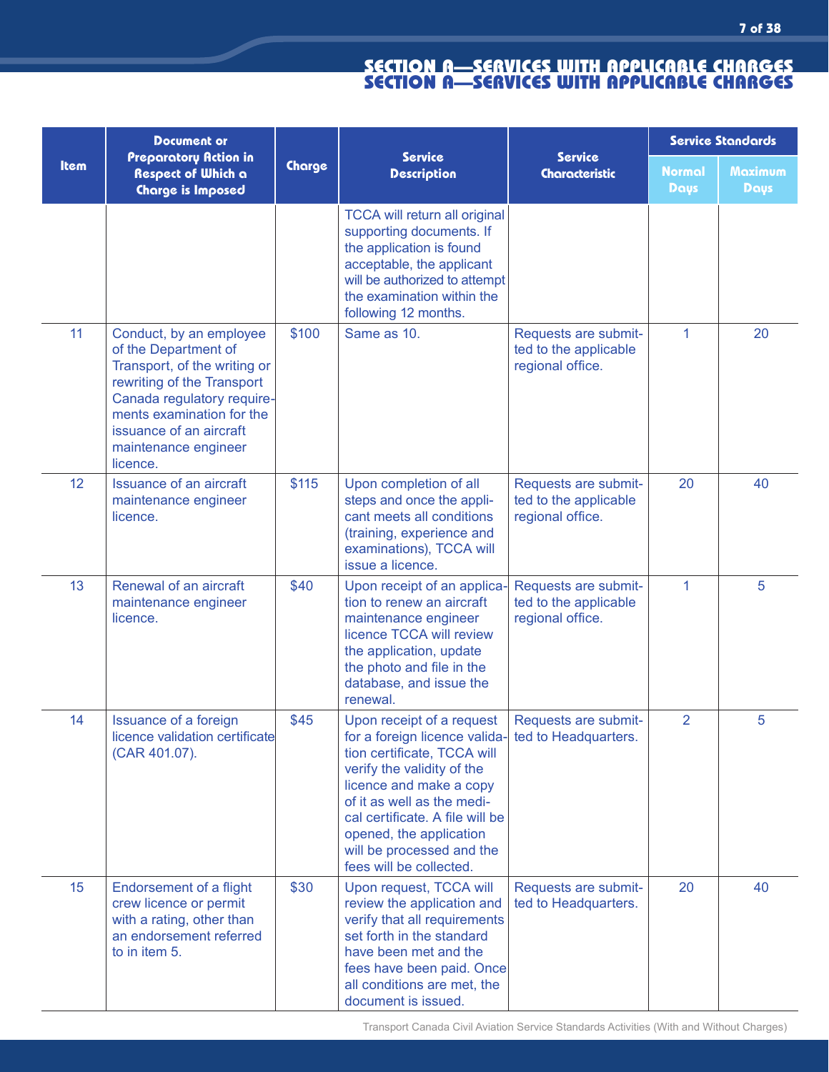## SECTION A—SERVICES WITH APPLICABLE CHARGES

| Item | Document or Preparatory Action in Respect of Which a Charge is Imposed | Charge | Service Description | Service Characteristic | Service Standards | |
|---|---|---|---|---|---|---|
| | | | | | Normal Days | Maximum Days |
| | | | TCCA will return all original supporting documents. If the application is found acceptable, the applicant will be authorized to attempt the examination within the following 12 months. | | | |
| 11 | Conduct, by an employee of the Department of Transport, of the writing or rewriting of the Transport Canada regulatory requirements examination for the issuance of an aircraft maintenance engineer licence. | $100 | Same as 10. | Requests are submitted to the applicable regional office. | 1 | 20 |
| 12 | Issuance of an aircraft maintenance engineer licence. | $115 | Upon completion of all steps and once the applicant meets all conditions (training, experience and examinations), TCCA will issue a licence. | Requests are submitted to the applicable regional office. | 20 | 40 |
| 13 | Renewal of an aircraft maintenance engineer licence. | $40 | Upon receipt of an application to renew an aircraft maintenance engineer licence TCCA will review the application, update the photo and file in the database, and issue the renewal. | Requests are submitted to the applicable regional office. | 1 | 5 |
| 14 | Issuance of a foreign licence validation certificate (CAR 401.07). | $45 | Upon receipt of a request for a foreign licence validation certificate, TCCA will verify the validity of the licence and make a copy of it as well as the medical certificate. A file will be opened, the application will be processed and the fees will be collected. | Requests are submitted to Headquarters. | 2 | 5 |
| 15 | Endorsement of a flight crew licence or permit with a rating, other than an endorsement referred to in item 5. | $30 | Upon request, TCCA will review the application and verify that all requirements set forth in the standard have been met and the fees have been paid. Once all conditions are met, the document is issued. | Requests are submitted to Headquarters. | 20 | 40 |

Transport Canada Civil Aviation Service Standards Activities (With and Without Charges)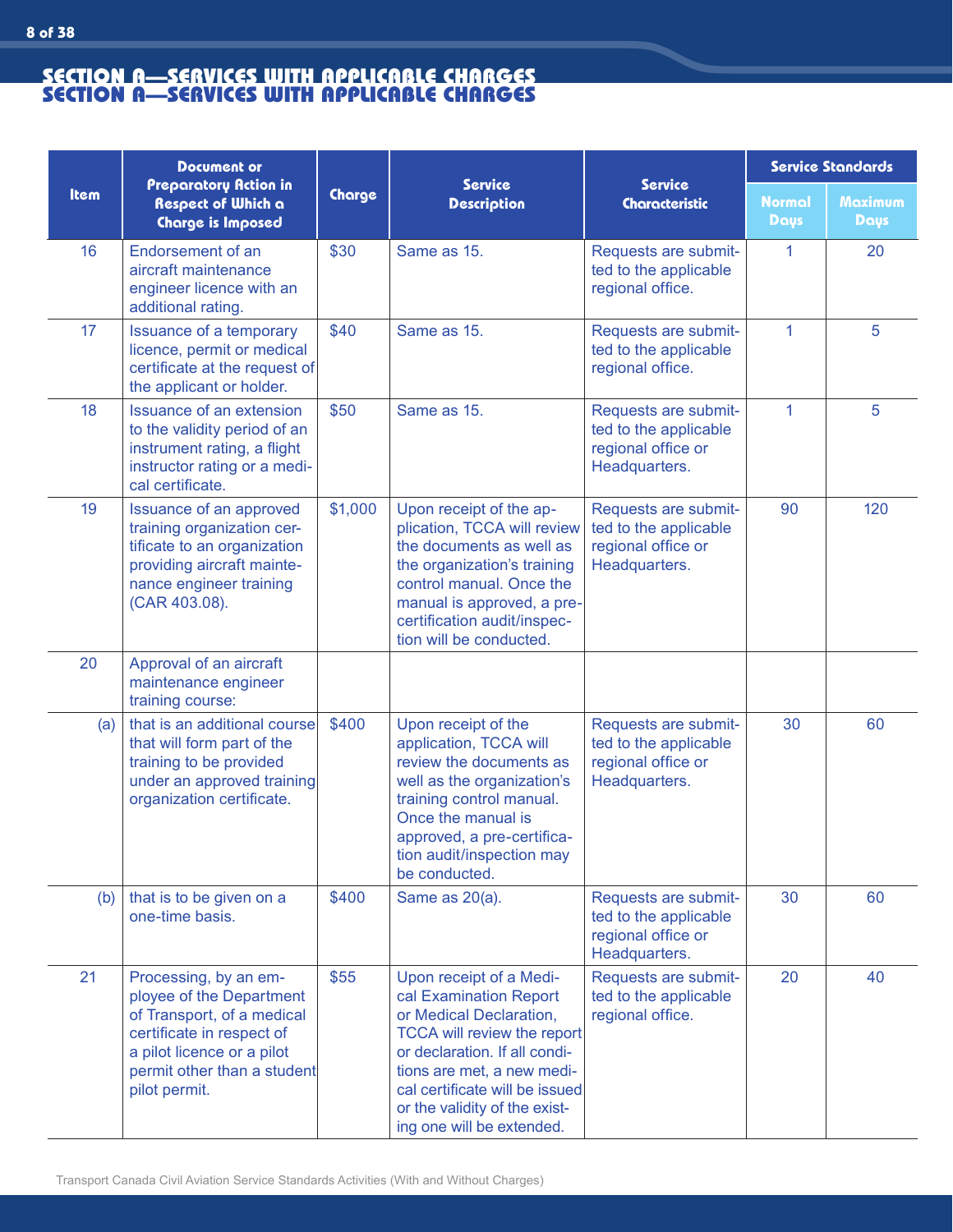## SECTION A—SERVICES WITH APPLICABLE CHARGES

| Item | Document or Preparatory Action in Respect of Which a Charge is Imposed | Charge | Service Description | Service Characteristic | Service Standards | |
|---|---|---|---|---|---|---|
| | | | | | Normal Days | Maximum Days |
| 16 | Endorsement of an aircraft maintenance engineer licence with an additional rating. | $30 | Same as 15. | Requests are submitted to the applicable regional office. | 1 | 20 |
| 17 | Issuance of a temporary licence, permit or medical certificate at the request of the applicant or holder. | $40 | Same as 15. | Requests are submitted to the applicable regional office. | 1 | 5 |
| 18 | Issuance of an extension to the validity period of an instrument rating, a flight instructor rating or a medical certificate. | $50 | Same as 15. | Requests are submitted to the applicable regional office or Headquarters. | 1 | 5 |
| 19 | Issuance of an approved training organization certificate to an organization providing aircraft maintenance engineer training (CAR 403.08). | $1,000 | Upon receipt of the application, TCCA will review the documents as well as the organization's training control manual. Once the manual is approved, a pre-certification audit/inspection will be conducted. | Requests are submitted to the applicable regional office or Headquarters. | 90 | 120 |
| 20 | Approval of an aircraft maintenance engineer training course: | | | | | |
| (a) | that is an additional course that will form part of the training to be provided under an approved training organization certificate. | $400 | Upon receipt of the application, TCCA will review the documents as well as the organization's training control manual. Once the manual is approved, a pre-certification audit/inspection may be conducted. | Requests are submitted to the applicable regional office or Headquarters. | 30 | 60 |
| (b) | that is to be given on a one-time basis. | $400 | Same as 20(a). | Requests are submitted to the applicable regional office or Headquarters. | 30 | 60 |
| 21 | Processing, by an employee of the Department of Transport, of a medical certificate in respect of a pilot licence or a pilot permit other than a student pilot permit. | $55 | Upon receipt of a Medical Examination Report or Medical Declaration, TCCA will review the report or declaration. If all conditions are met, a new medical certificate will be issued or the validity of the existing one will be extended. | Requests are submitted to the applicable regional office. | 20 | 40 |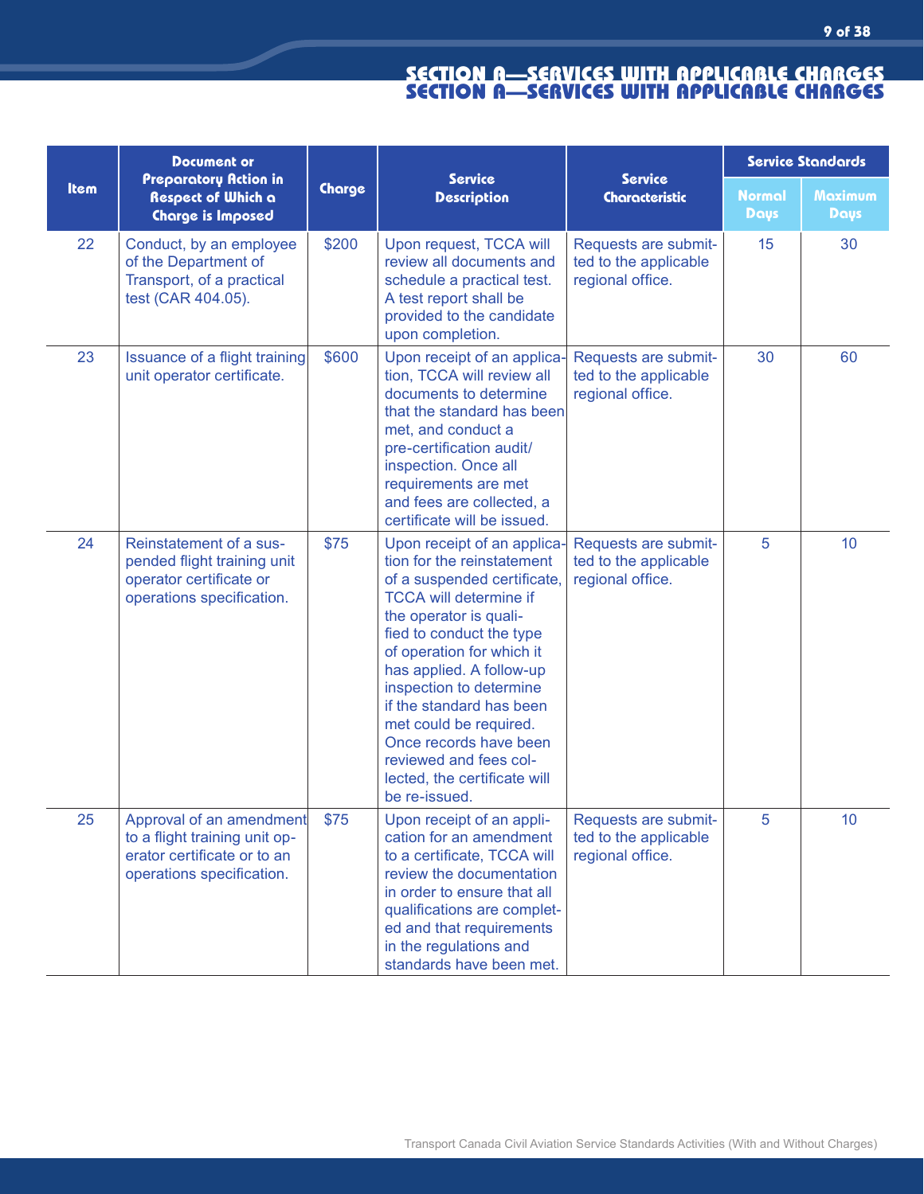## SECTION A—SERVICES WITH APPLICABLE CHARGES

| Item | Document or Preparatory Action in Respect of Which a Charge is Imposed | Charge | Service Description | Service Characteristic | Service Standards | |
|---|---|---|---|---|---|---|
| | | | | | Normal Days | Maximum Days |
| 22 | Conduct, by an employee of the Department of Transport, of a practical test (CAR 404.05). | $200 | Upon request, TCCA will review all documents and schedule a practical test. A test report shall be provided to the candidate upon completion. | Requests are submitted to the applicable regional office. | 15 | 30 |
| 23 | Issuance of a flight training unit operator certificate. | $600 | Upon receipt of an application, TCCA will review all documents to determine that the standard has been met, and conduct a pre-certification audit/inspection. Once all requirements are met and fees are collected, a certificate will be issued. | Requests are submitted to the applicable regional office. | 30 | 60 |
| 24 | Reinstatement of a suspended flight training unit operator certificate or operations specification. | $75 | Upon receipt of an application for the reinstatement of a suspended certificate, TCCA will determine if the operator is qualified to conduct the type of operation for which it has applied. A follow-up inspection to determine if the standard has been met could be required. Once records have been reviewed and fees collected, the certificate will be re-issued. | Requests are submitted to the applicable regional office. | 5 | 10 |
| 25 | Approval of an amendment to a flight training unit operator certificate or to an operations specification. | $75 | Upon receipt of an application for an amendment to a certificate, TCCA will review the documentation in order to ensure that all qualifications are completed and that requirements in the regulations and standards have been met. | Requests are submitted to the applicable regional office. | 5 | 10 |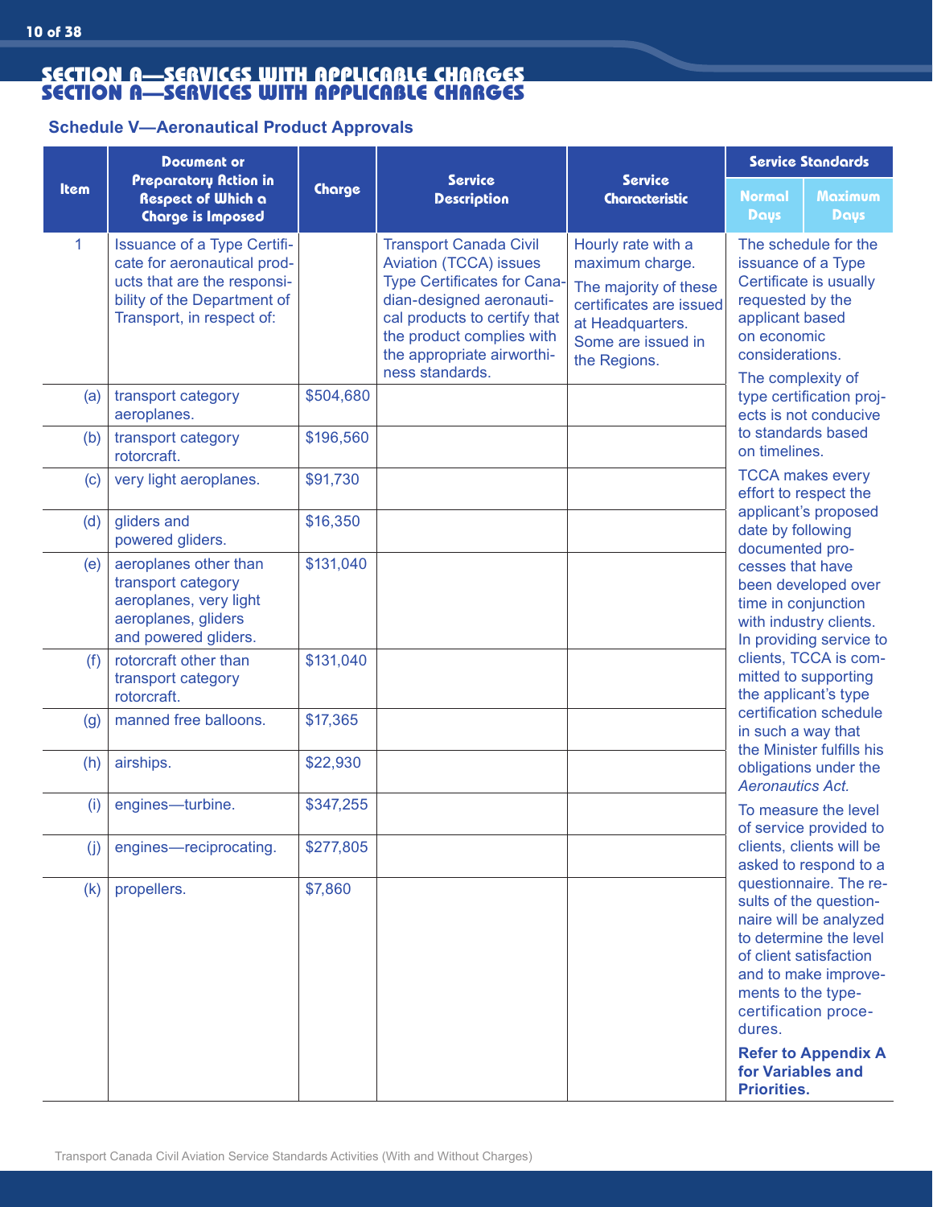## SECTION A—SERVICES WITH APPLICABLE CHARGES

### Schedule V—Aeronautical Product Approvals

| Item | Document or Preparatory Action in Respect of Which a Charge is Imposed | Charge | Service Description | Service Characteristic | Service Standards | |
|---|---|---|---|---|---|---|
| | | | | | Normal Days | Maximum Days |
| 1 | Issuance of a Type Certificate for aeronautical products that are the responsibility of the Department of Transport, in respect of: | | Transport Canada Civil Aviation (TCCA) issues Type Certificates for Canadian-designed aeronautical products to certify that the product complies with the appropriate airworthiness standards. | Hourly rate with a maximum charge. The majority of these certificates are issued at Headquarters. Some are issued in the Regions. | The schedule for the issuance of a Type Certificate is usually requested by the applicant based on economic considerations. The complexity of type certification projects is not conducive to standards based on timelines. TCCA makes every effort to respect the applicant's proposed date by following documented processes that have been developed over time in conjunction with industry clients. In providing service to clients, TCCA is committed to supporting the applicant's type certification schedule in such a way that the Minister fulfills his obligations under the *Aeronautics Act.* To measure the level of service provided to clients, clients will be asked to respond to a questionnaire. The results of the questionnaire will be analyzed to determine the level of client satisfaction and to make improvements to the type-certification procedures. **Refer to Appendix A for Variables and Priorities.** | |
| (a) | transport category aeroplanes. | $504,680 | | | | |
| (b) | transport category rotorcraft. | $196,560 | | | | |
| (c) | very light aeroplanes. | $91,730 | | | | |
| (d) | gliders and powered gliders. | $16,350 | | | | |
| (e) | aeroplanes other than transport category aeroplanes, very light aeroplanes, gliders and powered gliders. | $131,040 | | | | |
| (f) | rotorcraft other than transport category rotorcraft. | $131,040 | | | | |
| (g) | manned free balloons. | $17,365 | | | | |
| (h) | airships. | $22,930 | | | | |
| (i) | engines—turbine. | $347,255 | | | | |
| (j) | engines—reciprocating. | $277,805 | | | | |
| (k) | propellers. | $7,860 | | | | |

Transport Canada Civil Aviation Service Standards Activities (With and Without Charges)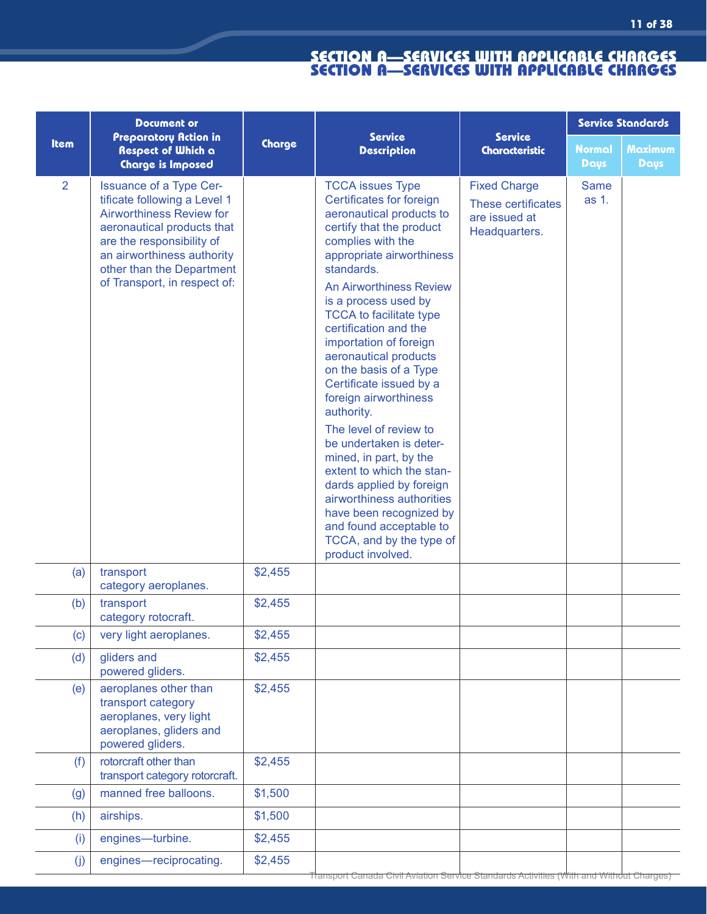## SECTION A—SERVICES WITH APPLICABLE CHARGES

| Item | Document or Preparatory Action in Respect of Which a Charge is Imposed | Charge | Service Description | Service Characteristic | Service Standards | |
|---|---|---|---|---|---|---|
| | | | | | Normal Days | Maximum Days |
| 2 | Issuance of a Type Certificate following a Level 1 Airworthiness Review for aeronautical products that are the responsibility of an airworthiness authority other than the Department of Transport, in respect of: | | TCCA issues Type Certificates for foreign aeronautical products to certify that the product complies with the appropriate airworthiness standards. An Airworthiness Review is a process used by TCCA to facilitate type certification and the importation of foreign aeronautical products on the basis of a Type Certificate issued by a foreign airworthiness authority. The level of review to be undertaken is determined, in part, by the extent to which the standards applied by foreign airworthiness authorities have been recognized by and found acceptable to TCCA, and by the type of product involved. | Fixed Charge These certificates are issued at Headquarters. | Same as 1. | |
| (a) | transport category aeroplanes. | $2,455 | | | | |
| (b) | transport category rotocraft. | $2,455 | | | | |
| (c) | very light aeroplanes. | $2,455 | | | | |
| (d) | gliders and powered gliders. | $2,455 | | | | |
| (e) | aeroplanes other than transport category aeroplanes, very light aeroplanes, gliders and powered gliders. | $2,455 | | | | |
| (f) | rotorcraft other than transport category rotorcraft. | $2,455 | | | | |
| (g) | manned free balloons. | $1,500 | | | | |
| (h) | airships. | $1,500 | | | | |
| (i) | engines—turbine. | $2,455 | | | | |
| (j) | engines—reciprocating. | $2,455 | | | | |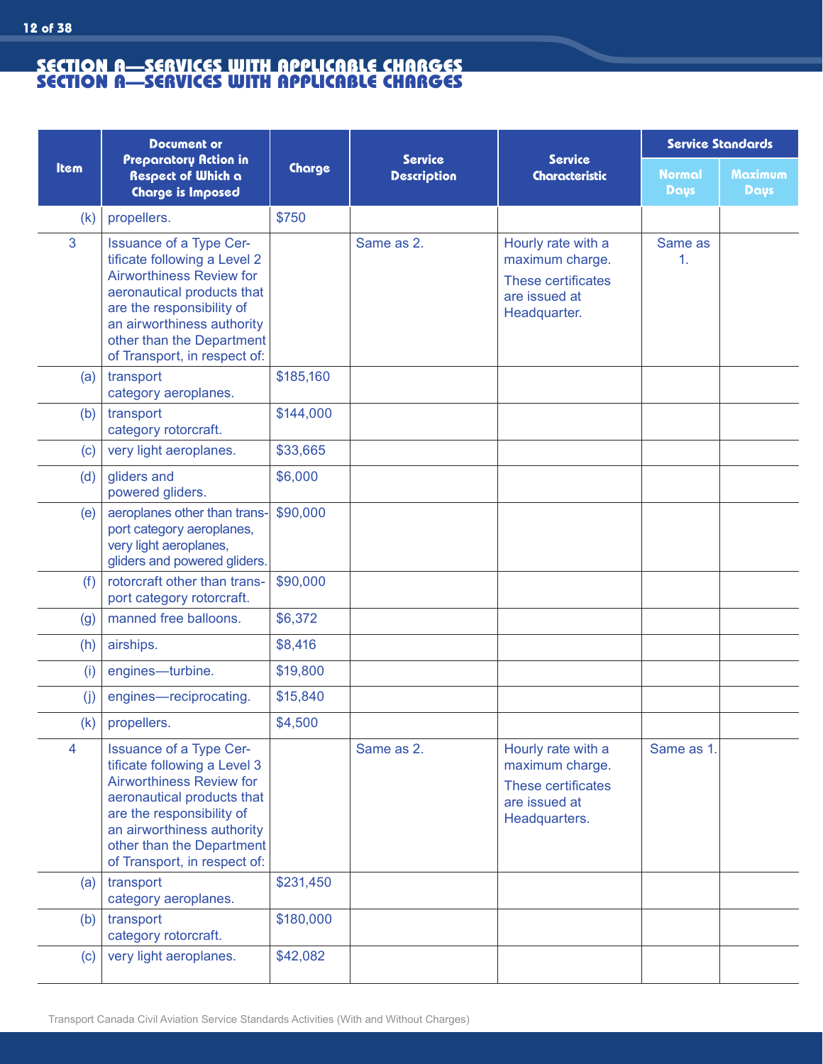## SECTION A—SERVICES WITH APPLICABLE CHARGES

| Item | Document or Preparatory Action in Respect of Which a Charge is Imposed | Charge | Service Description | Service Characteristic | Service Standards | |
|---|---|---|---|---|---|---|
| | | | | | Normal Days | Maximum Days |
| (k) | propellers. | $750 | | | | |
| 3 | Issuance of a Type Certificate following a Level 2 Airworthiness Review for aeronautical products that are the responsibility of an airworthiness authority other than the Department of Transport, in respect of: | | Same as 2. | Hourly rate with a maximum charge. These certificates are issued at Headquarter. | Same as 1. | |
| (a) | transport category aeroplanes. | $185,160 | | | | |
| (b) | transport category rotorcraft. | $144,000 | | | | |
| (c) | very light aeroplanes. | $33,665 | | | | |
| (d) | gliders and powered gliders. | $6,000 | | | | |
| (e) | aeroplanes other than transport category aeroplanes, very light aeroplanes, gliders and powered gliders. | $90,000 | | | | |
| (f) | rotorcraft other than transport category rotorcraft. | $90,000 | | | | |
| (g) | manned free balloons. | $6,372 | | | | |
| (h) | airships. | $8,416 | | | | |
| (i) | engines—turbine. | $19,800 | | | | |
| (j) | engines—reciprocating. | $15,840 | | | | |
| (k) | propellers. | $4,500 | | | | |
| 4 | Issuance of a Type Certificate following a Level 3 Airworthiness Review for aeronautical products that are the responsibility of an airworthiness authority other than the Department of Transport, in respect of: | | Same as 2. | Hourly rate with a maximum charge. These certificates are issued at Headquarters. | Same as 1. | |
| (a) | transport category aeroplanes. | $231,450 | | | | |
| (b) | transport category rotorcraft. | $180,000 | | | | |
| (c) | very light aeroplanes. | $42,082 | | | | |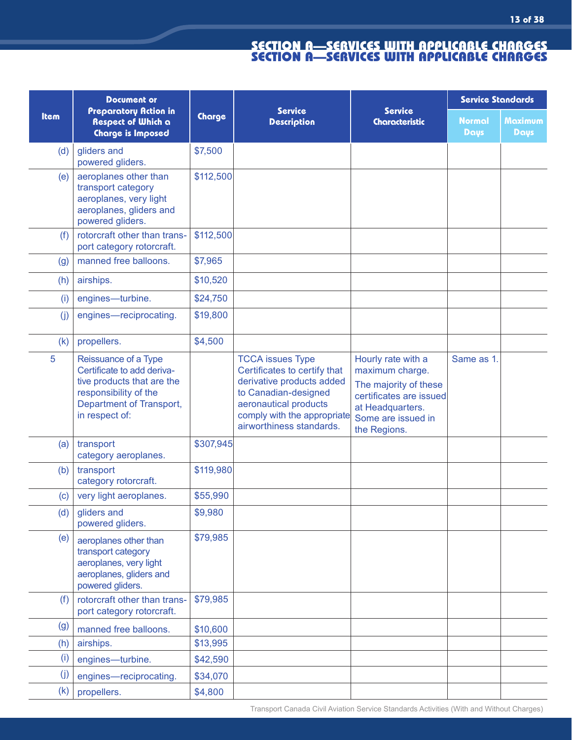## SECTION A—SERVICES WITH APPLICABLE CHARGES

| Item | Document or Preparatory Action in Respect of Which a Charge is Imposed | Charge | Service Description | Service Characteristic | Service Standards | |
|---|---|---|---|---|---|---|
| | | | | | Normal Days | Maximum Days |
| (d) | gliders and powered gliders. | $7,500 | | | | |
| (e) | aeroplanes other than transport category aeroplanes, very light aeroplanes, gliders and powered gliders. | $112,500 | | | | |
| (f) | rotorcraft other than transport category rotorcraft. | $112,500 | | | | |
| (g) | manned free balloons. | $7,965 | | | | |
| (h) | airships. | $10,520 | | | | |
| (i) | engines—turbine. | $24,750 | | | | |
| (j) | engines—reciprocating. | $19,800 | | | | |
| (k) | propellers. | $4,500 | | | | |
| 5 | Reissuance of a Type Certificate to add derivative products that are the responsibility of the Department of Transport, in respect of: | | TCCA issues Type Certificates to certify that derivative products added to Canadian-designed aeronautical products comply with the appropriate airworthiness standards. | Hourly rate with a maximum charge. The majority of these certificates are issued at Headquarters. Some are issued in the Regions. | Same as 1. | |
| (a) | transport category aeroplanes. | $307,945 | | | | |
| (b) | transport category rotorcraft. | $119,980 | | | | |
| (c) | very light aeroplanes. | $55,990 | | | | |
| (d) | gliders and powered gliders. | $9,980 | | | | |
| (e) | aeroplanes other than transport category aeroplanes, very light aeroplanes, gliders and powered gliders. | $79,985 | | | | |
| (f) | rotorcraft other than transport category rotorcraft. | $79,985 | | | | |
| (g) | manned free balloons. | $10,600 | | | | |
| (h) | airships. | $13,995 | | | | |
| (i) | engines—turbine. | $42,590 | | | | |
| (j) | engines—reciprocating. | $34,070 | | | | |
| (k) | propellers. | $4,800 | | | | |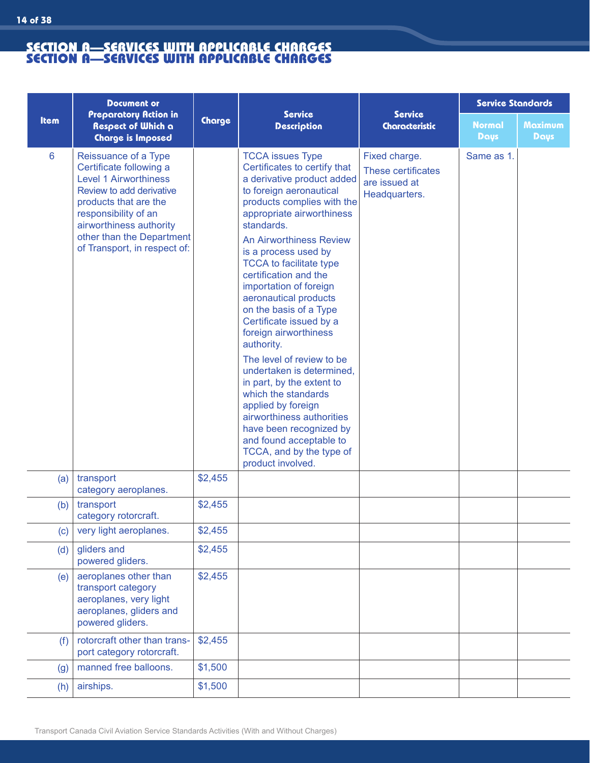## SECTION A—SERVICES WITH APPLICABLE CHARGES

| Item | Document or Preparatory Action in Respect of Which a Charge is Imposed | Charge | Service Description | Service Characteristic | Service Standards | |
|---|---|---|---|---|---|---|
| | | | | | Normal Days | Maximum Days |
| 6 | Reissuance of a Type Certificate following a Level 1 Airworthiness Review to add derivative products that are the responsibility of an airworthiness authority other than the Department of Transport, in respect of: | | TCCA issues Type Certificates to certify that a derivative product added to foreign aeronautical products complies with the appropriate airworthiness standards. An Airworthiness Review is a process used by TCCA to facilitate type certification and the importation of foreign aeronautical products on the basis of a Type Certificate issued by a foreign airworthiness authority. The level of review to be undertaken is determined, in part, by the extent to which the standards applied by foreign airworthiness authorities have been recognized by and found acceptable to TCCA, and by the type of product involved. | Fixed charge. These certificates are issued at Headquarters. | Same as 1. | |
| (a) | transport category aeroplanes. | $2,455 | | | | |
| (b) | transport category rotorcraft. | $2,455 | | | | |
| (c) | very light aeroplanes. | $2,455 | | | | |
| (d) | gliders and powered gliders. | $2,455 | | | | |
| (e) | aeroplanes other than transport category aeroplanes, very light aeroplanes, gliders and powered gliders. | $2,455 | | | | |
| (f) | rotorcraft other than transport category rotorcraft. | $2,455 | | | | |
| (g) | manned free balloons. | $1,500 | | | | |
| (h) | airships. | $1,500 | | | | |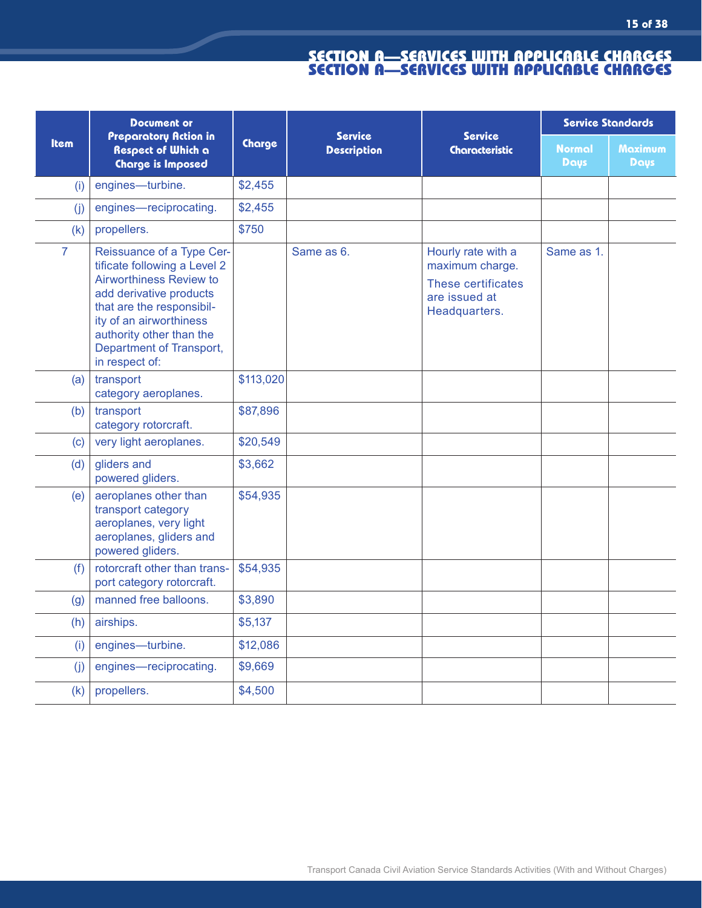## SECTION A—SERVICES WITH APPLICABLE CHARGES

| Item | Document or Preparatory Action in Respect of Which a Charge is Imposed | Charge | Service Description | Service Characteristic | Service Standards | |
|---|---|---|---|---|---|---|
| | | | | | Normal Days | Maximum Days |
| (i) | engines—turbine. | $2,455 | | | | |
| (j) | engines—reciprocating. | $2,455 | | | | |
| (k) | propellers. | $750 | | | | |
| 7 | Reissuance of a Type Certificate following a Level 2 Airworthiness Review to add derivative products that are the responsibility of an airworthiness authority other than the Department of Transport, in respect of: | | Same as 6. | Hourly rate with a maximum charge. These certificates are issued at Headquarters. | Same as 1. | |
| (a) | transport category aeroplanes. | $113,020 | | | | |
| (b) | transport category rotorcraft. | $87,896 | | | | |
| (c) | very light aeroplanes. | $20,549 | | | | |
| (d) | gliders and powered gliders. | $3,662 | | | | |
| (e) | aeroplanes other than transport category aeroplanes, very light aeroplanes, gliders and powered gliders. | $54,935 | | | | |
| (f) | rotorcraft other than transport category rotorcraft. | $54,935 | | | | |
| (g) | manned free balloons. | $3,890 | | | | |
| (h) | airships. | $5,137 | | | | |
| (i) | engines—turbine. | $12,086 | | | | |
| (j) | engines—reciprocating. | $9,669 | | | | |
| (k) | propellers. | $4,500 | | | | |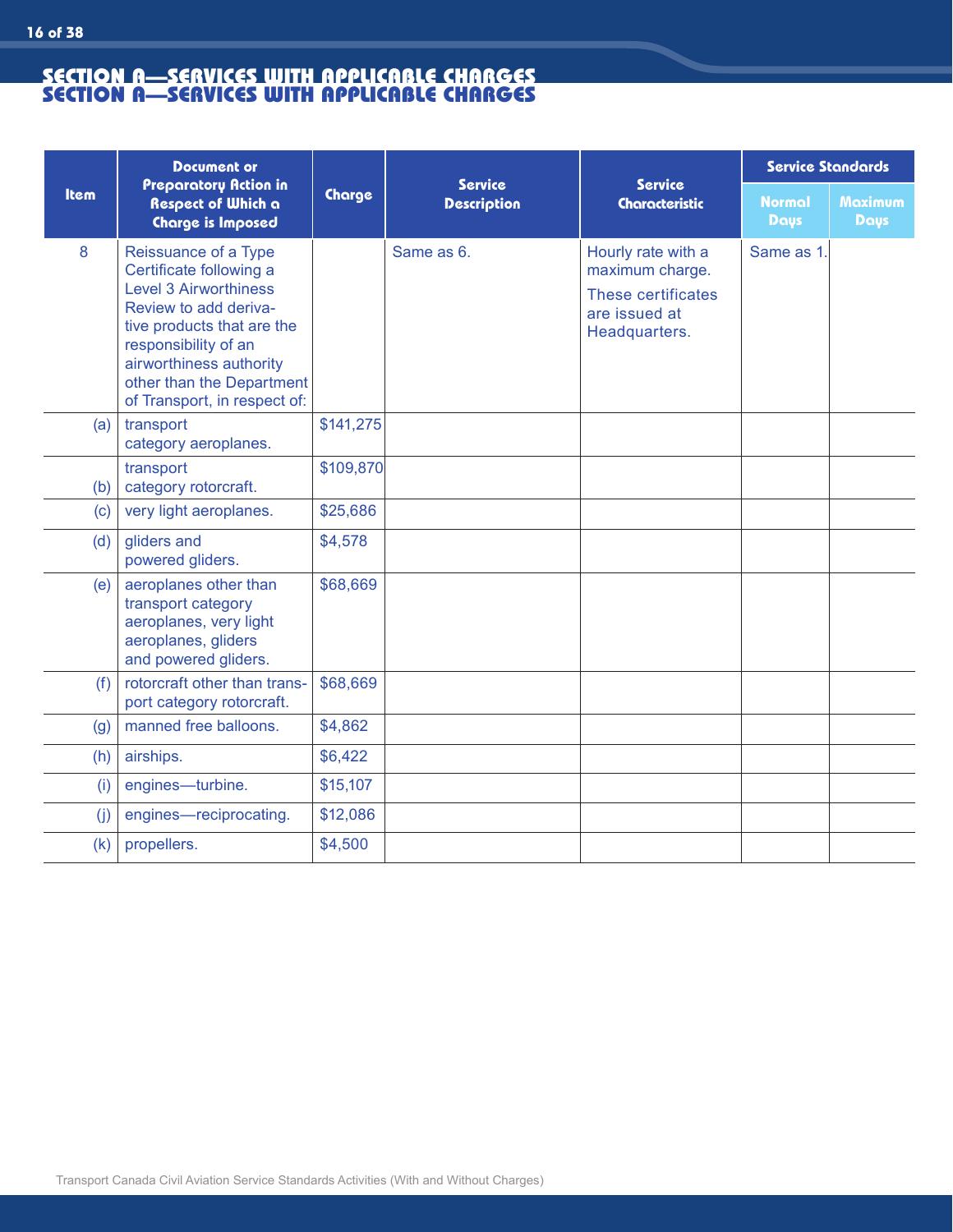## SECTION A—SERVICES WITH APPLICABLE CHARGES

| Item | Document or Preparatory Action in Respect of Which a Charge is Imposed | Charge | Service Description | Service Characteristic | Service Standards | |
|---|---|---|---|---|---|---|
| | | | | | Normal Days | Maximum Days |
| 8 | Reissuance of a Type Certificate following a Level 3 Airworthiness Review to add derivative products that are the responsibility of an airworthiness authority other than the Department of Transport, in respect of: | | Same as 6. | Hourly rate with a maximum charge. These certificates are issued at Headquarters. | Same as 1. | |
| (a) | transport category aeroplanes. | $141,275 | | | | |
| (b) | transport category rotorcraft. | $109,870 | | | | |
| (c) | very light aeroplanes. | $25,686 | | | | |
| (d) | gliders and powered gliders. | $4,578 | | | | |
| (e) | aeroplanes other than transport category aeroplanes, very light aeroplanes, gliders and powered gliders. | $68,669 | | | | |
| (f) | rotorcraft other than transport category rotorcraft. | $68,669 | | | | |
| (g) | manned free balloons. | $4,862 | | | | |
| (h) | airships. | $6,422 | | | | |
| (i) | engines—turbine. | $15,107 | | | | |
| (j) | engines—reciprocating. | $12,086 | | | | |
| (k) | propellers. | $4,500 | | | | |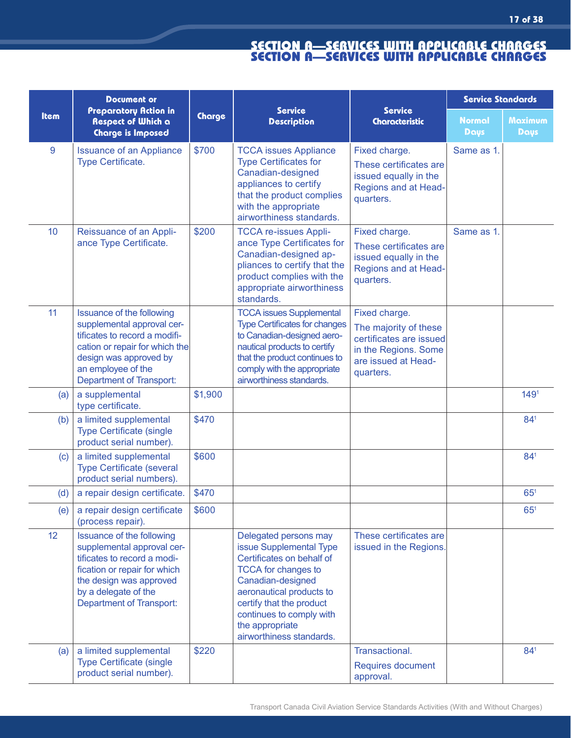## SECTION A—SERVICES WITH APPLICABLE CHARGES

| Item | Document or Preparatory Action in Respect of Which a Charge is Imposed | Charge | Service Description | Service Characteristic | Service Standards | |
|---|---|---|---|---|---|---|
| | | | | | Normal Days | Maximum Days |
| 9 | Issuance of an Appliance Type Certificate. | $700 | TCCA issues Appliance Type Certificates for Canadian-designed appliances to certify that the product complies with the appropriate airworthiness standards. | Fixed charge. These certificates are issued equally in the Regions and at Headquarters. | Same as 1. | |
| 10 | Reissuance of an Appliance Type Certificate. | $200 | TCCA re-issues Appliance Type Certificates for Canadian-designed appliances to certify that the product complies with the appropriate airworthiness standards. | Fixed charge. These certificates are issued equally in the Regions and at Headquarters. | Same as 1. | |
| 11 | Issuance of the following supplemental approval certificates to record a modification or repair for which the design was approved by an employee of the Department of Transport: | | TCCA issues Supplemental Type Certificates for changes to Canadian-designed aeronautical products to certify that the product continues to comply with the appropriate airworthiness standards. | Fixed charge. The majority of these certificates are issued in the Regions. Some are issued at Headquarters. | | |
| (a) | a supplemental type certificate. | $1,900 | | | | 149[1] |
| (b) | a limited supplemental Type Certificate (single product serial number). | $470 | | | | 84[1] |
| (c) | a limited supplemental Type Certificate (several product serial numbers). | $600 | | | | 84[1] |
| (d) | a repair design certificate. | $470 | | | | 65[1] |
| (e) | a repair design certificate (process repair). | $600 | | | | 65[1] |
| 12 | Issuance of the following supplemental approval certificates to record a modification or repair for which the design was approved by a delegate of the Department of Transport: | | Delegated persons may issue Supplemental Type Certificates on behalf of TCCA for changes to Canadian-designed aeronautical products to certify that the product continues to comply with the appropriate airworthiness standards. | These certificates are issued in the Regions. | | |
| (a) | a limited supplemental Type Certificate (single product serial number). | $220 | | Transactional. Requires document approval. | | 84[1] |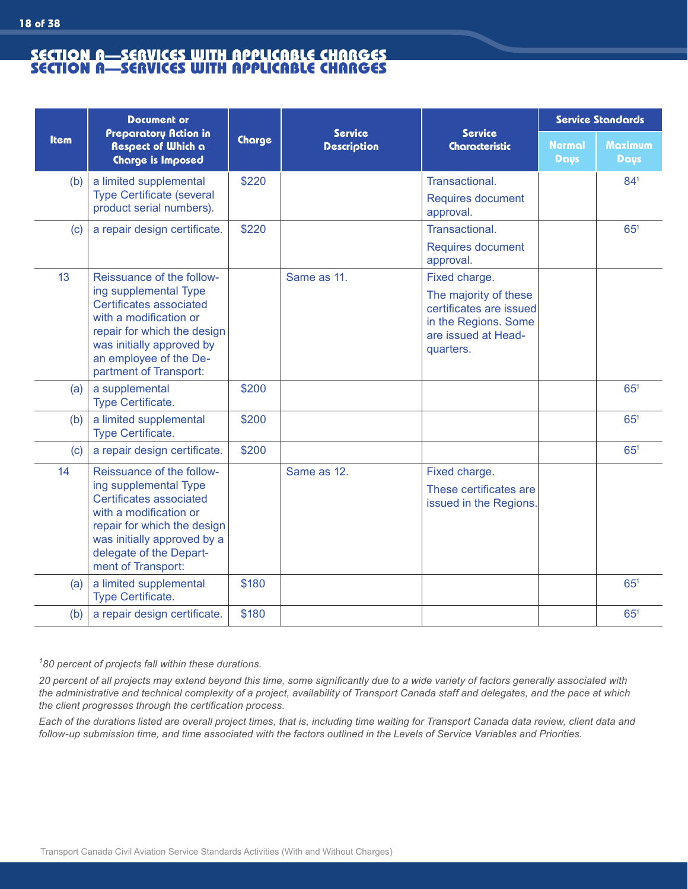## SECTION A—SERVICES WITH APPLICABLE CHARGES

| Item | Document or Preparatory Action in Respect of Which a Charge is Imposed | Charge | Service Description | Service Characteristic | Service Standards | |
|---|---|---|---|---|---|---|
| | | | | | Normal Days | Maximum Days |
| (b) | a limited supplemental Type Certificate (several product serial numbers). | $220 | | Transactional. Requires document approval. | | 84[1] |
| (c) | a repair design certificate. | $220 | | Transactional. Requires document approval. | | 65[1] |
| 13 | Reissuance of the following supplemental Type Certificates associated with a modification or repair for which the design was initially approved by an employee of the Department of Transport: | | Same as 11. | Fixed charge. The majority of these certificates are issued in the Regions. Some are issued at Headquarters. | | |
| (a) | a supplemental Type Certificate. | $200 | | | | 65[1] |
| (b) | a limited supplemental Type Certificate. | $200 | | | | 65[1] |
| (c) | a repair design certificate. | $200 | | | | 65[1] |
| 14 | Reissuance of the following supplemental Type Certificates associated with a modification or repair for which the design was initially approved by a delegate of the Department of Transport: | | Same as 12. | Fixed charge. These certificates are issued in the Regions. | | |
| (a) | a limited supplemental Type Certificate. | $180 | | | | 65[1] |
| (b) | a repair design certificate. | $180 | | | | 65[1] |

*[1] 80 percent of projects fall within these durations.*

*20 percent of all projects may extend beyond this time, some significantly due to a wide variety of factors generally associated with the administrative and technical complexity of a project, availability of Transport Canada staff and delegates, and the pace at which the client progresses through the certification process.*

*Each of the durations listed are overall project times, that is, including time waiting for Transport Canada data review, client data and follow-up submission time, and time associated with the factors outlined in the Levels of Service Variables and Priorities.*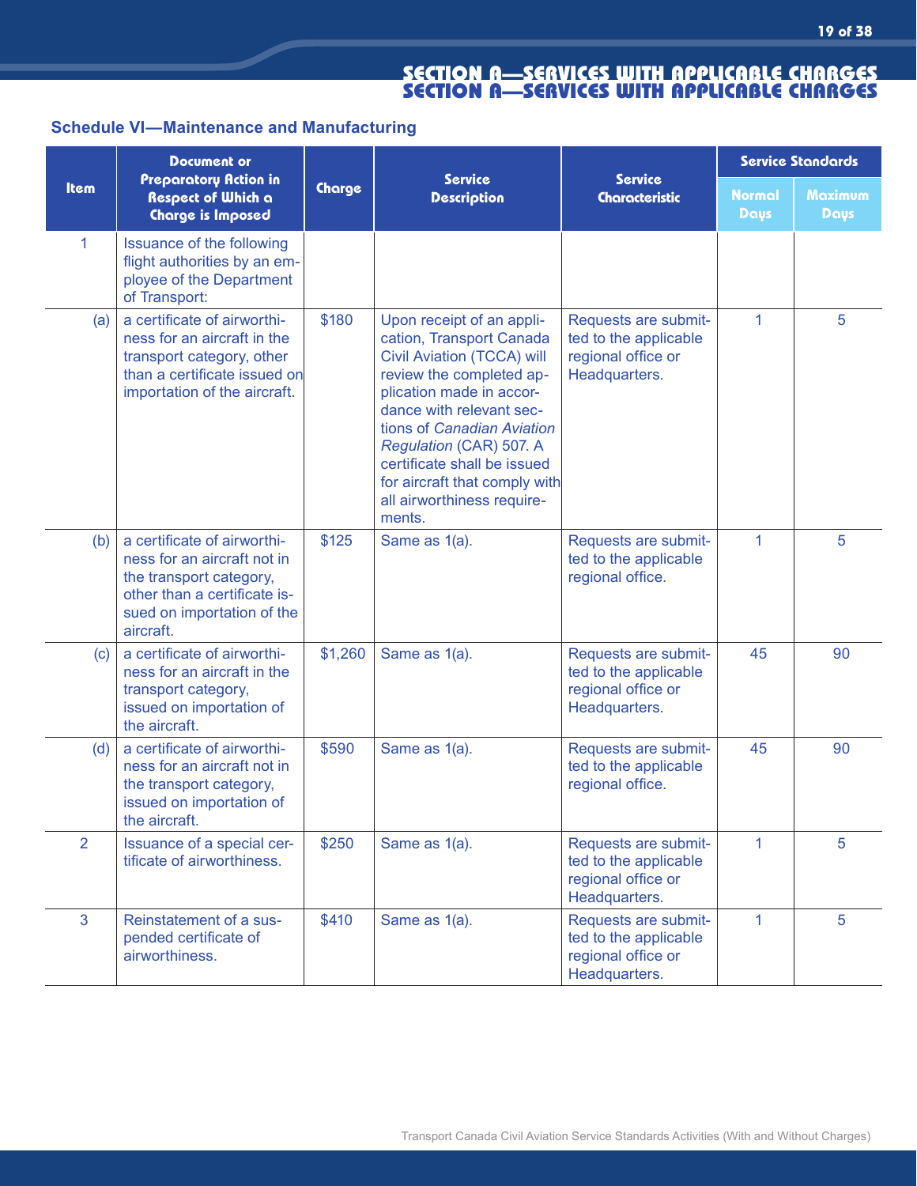## SECTION A—SERVICES WITH APPLICABLE CHARGES

### Schedule VI—Maintenance and Manufacturing

| Item | Document or Preparatory Action in Respect of Which a Charge is Imposed | Charge | Service Description | Service Characteristic | Service Standards | |
|---|---|---|---|---|---|---|
| | | | | | Normal Days | Maximum Days |
| 1 | Issuance of the following flight authorities by an employee of the Department of Transport: | | | | | |
| (a) | a certificate of airworthiness for an aircraft in the transport category, other than a certificate issued on importation of the aircraft. | $180 | Upon receipt of an application, Transport Canada Civil Aviation (TCCA) will review the completed application made in accordance with relevant sections of *Canadian Aviation Regulation* (CAR) 507. A certificate shall be issued for aircraft that comply with all airworthiness requirements. | Requests are submitted to the applicable regional office or Headquarters. | 1 | 5 |
| (b) | a certificate of airworthiness for an aircraft not in the transport category, other than a certificate issued on importation of the aircraft. | $125 | Same as 1(a). | Requests are submitted to the applicable regional office. | 1 | 5 |
| (c) | a certificate of airworthiness for an aircraft in the transport category, issued on importation of the aircraft. | $1,260 | Same as 1(a). | Requests are submitted to the applicable regional office or Headquarters. | 45 | 90 |
| (d) | a certificate of airworthiness for an aircraft not in the transport category, issued on importation of the aircraft. | $590 | Same as 1(a). | Requests are submitted to the applicable regional office. | 45 | 90 |
| 2 | Issuance of a special certificate of airworthiness. | $250 | Same as 1(a). | Requests are submitted to the applicable regional office or Headquarters. | 1 | 5 |
| 3 | Reinstatement of a suspended certificate of airworthiness. | $410 | Same as 1(a). | Requests are submitted to the applicable regional office or Headquarters. | 1 | 5 |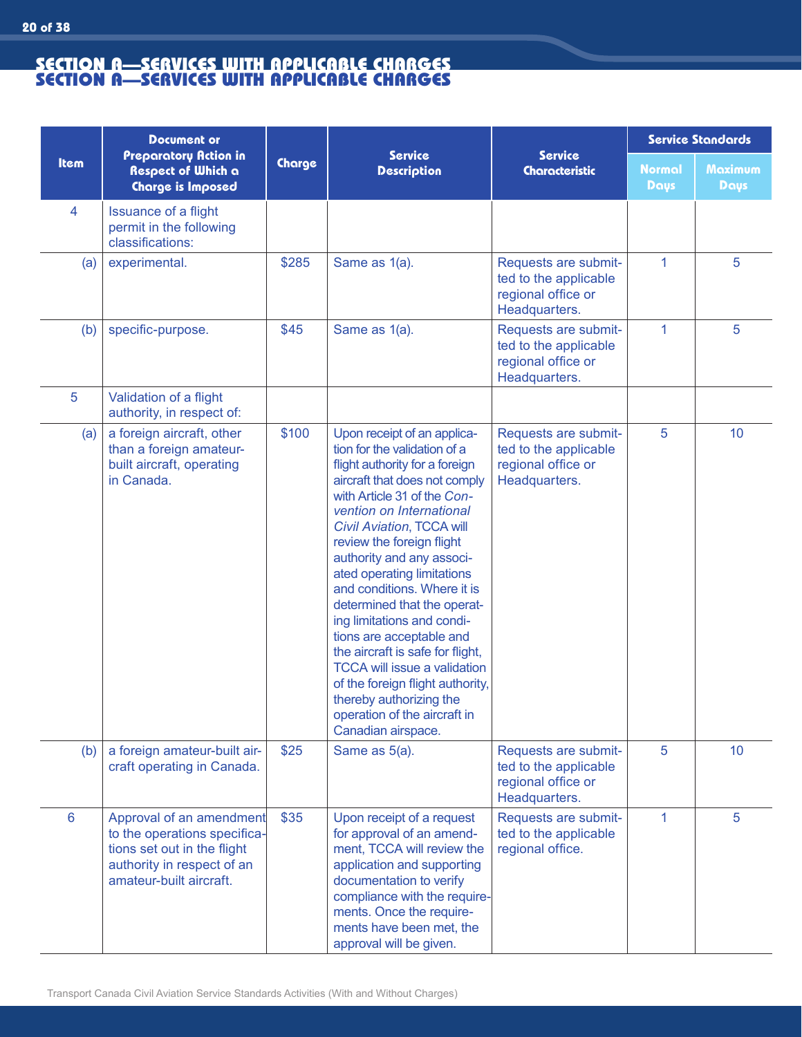## SECTION A—SERVICES WITH APPLICABLE CHARGES

| Item | Document or Preparatory Action in Respect of Which a Charge is Imposed | Charge | Service Description | Service Characteristic | Service Standards | |
|---|---|---|---|---|---|---|
| | | | | | Normal Days | Maximum Days |
| 4 | Issuance of a flight permit in the following classifications: | | | | | |
| (a) | experimental. | $285 | Same as 1(a). | Requests are submitted to the applicable regional office or Headquarters. | 1 | 5 |
| (b) | specific-purpose. | $45 | Same as 1(a). | Requests are submitted to the applicable regional office or Headquarters. | 1 | 5 |
| 5 | Validation of a flight authority, in respect of: | | | | | |
| (a) | a foreign aircraft, other than a foreign amateur-built aircraft, operating in Canada. | $100 | Upon receipt of an application for the validation of a flight authority for a foreign aircraft that does not comply with Article 31 of the *Convention on International Civil Aviation*, TCCA will review the foreign flight authority and any associated operating limitations and conditions. Where it is determined that the operating limitations and conditions are acceptable and the aircraft is safe for flight, TCCA will issue a validation of the foreign flight authority, thereby authorizing the operation of the aircraft in Canadian airspace. | Requests are submitted to the applicable regional office or Headquarters. | 5 | 10 |
| (b) | a foreign amateur-built aircraft operating in Canada. | $25 | Same as 5(a). | Requests are submitted to the applicable regional office or Headquarters. | 5 | 10 |
| 6 | Approval of an amendment to the operations specifications set out in the flight authority in respect of an amateur-built aircraft. | $35 | Upon receipt of a request for approval of an amendment, TCCA will review the application and supporting documentation to verify compliance with the requirements. Once the requirements have been met, the approval will be given. | Requests are submitted to the applicable regional office. | 1 | 5 |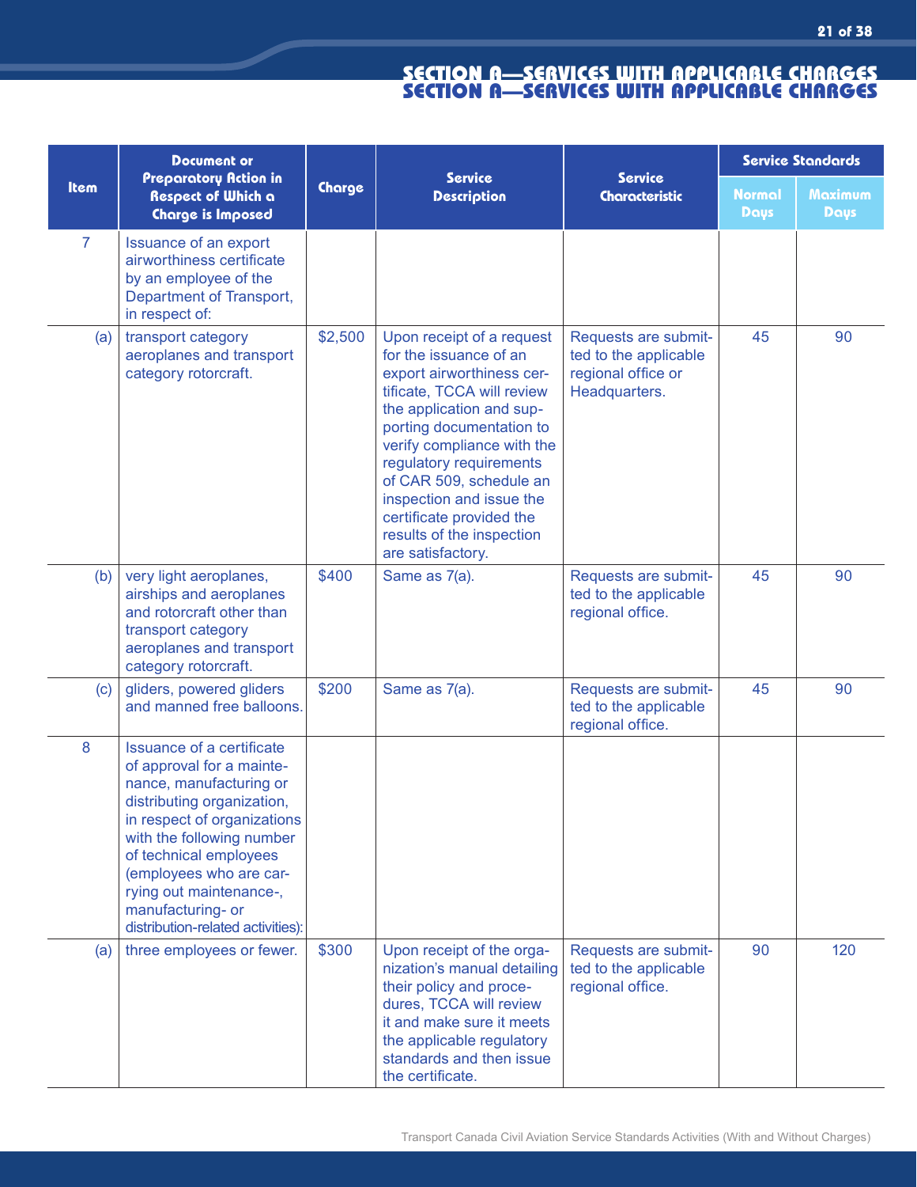## SECTION A—SERVICES WITH APPLICABLE CHARGES

| Item | Document or Preparatory Action in Respect of Which a Charge is Imposed | Charge | Service Description | Service Characteristic | Service Standards | |
|---|---|---|---|---|---|---|
| | | | | | Normal Days | Maximum Days |
| 7 | Issuance of an export airworthiness certificate by an employee of the Department of Transport, in respect of: | | | | | |
| (a) | transport category aeroplanes and transport category rotorcraft. | $2,500 | Upon receipt of a request for the issuance of an export airworthiness certificate, TCCA will review the application and supporting documentation to verify compliance with the regulatory requirements of CAR 509, schedule an inspection and issue the certificate provided the results of the inspection are satisfactory. | Requests are submitted to the applicable regional office or Headquarters. | 45 | 90 |
| (b) | very light aeroplanes, airships and aeroplanes and rotorcraft other than transport category aeroplanes and transport category rotorcraft. | $400 | Same as 7(a). | Requests are submitted to the applicable regional office. | 45 | 90 |
| (c) | gliders, powered gliders and manned free balloons. | $200 | Same as 7(a). | Requests are submitted to the applicable regional office. | 45 | 90 |
| 8 | Issuance of a certificate of approval for a maintenance, manufacturing or distributing organization, in respect of organizations with the following number of technical employees (employees who are carrying out maintenance-, manufacturing- or distribution-related activities): | | | | | |
| (a) | three employees or fewer. | $300 | Upon receipt of the organization's manual detailing their policy and procedures, TCCA will review it and make sure it meets the applicable regulatory standards and then issue the certificate. | Requests are submitted to the applicable regional office. | 90 | 120 |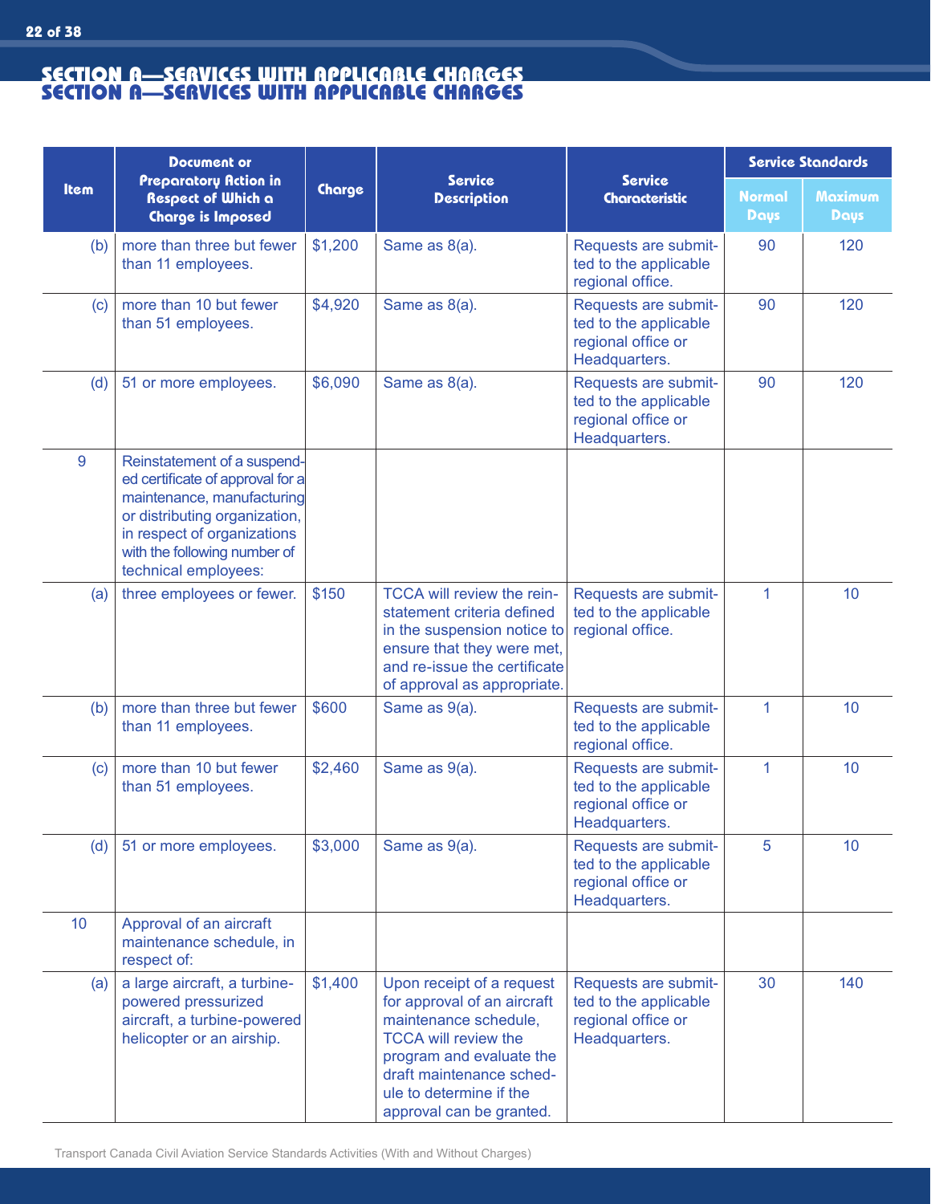# SECTION A—SERVICES WITH APPLICABLE CHARGES

| Item | Document or Preparatory Action in Respect of Which a Charge is Imposed | Charge | Service Description | Service Characteristic | Service Standards | |
|---|---|---|---|---|---|---|
| | | | | | Normal Days | Maximum Days |
| (b) | more than three but fewer than 11 employees. | $1,200 | Same as 8(a). | Requests are submitted to the applicable regional office. | 90 | 120 |
| (c) | more than 10 but fewer than 51 employees. | $4,920 | Same as 8(a). | Requests are submitted to the applicable regional office or Headquarters. | 90 | 120 |
| (d) | 51 or more employees. | $6,090 | Same as 8(a). | Requests are submitted to the applicable regional office or Headquarters. | 90 | 120 |
| 9 | Reinstatement of a suspended certificate of approval for a maintenance, manufacturing or distributing organization, in respect of organizations with the following number of technical employees: | | | | | |
| (a) | three employees or fewer. | $150 | TCCA will review the reinstatement criteria defined in the suspension notice to ensure that they were met, and re-issue the certificate of approval as appropriate. | Requests are submitted to the applicable regional office. | 1 | 10 |
| (b) | more than three but fewer than 11 employees. | $600 | Same as 9(a). | Requests are submitted to the applicable regional office. | 1 | 10 |
| (c) | more than 10 but fewer than 51 employees. | $2,460 | Same as 9(a). | Requests are submitted to the applicable regional office or Headquarters. | 1 | 10 |
| (d) | 51 or more employees. | $3,000 | Same as 9(a). | Requests are submitted to the applicable regional office or Headquarters. | 5 | 10 |
| 10 | Approval of an aircraft maintenance schedule, in respect of: | | | | | |
| (a) | a large aircraft, a turbine-powered pressurized aircraft, a turbine-powered helicopter or an airship. | $1,400 | Upon receipt of a request for approval of an aircraft maintenance schedule, TCCA will review the program and evaluate the draft maintenance schedule to determine if the approval can be granted. | Requests are submitted to the applicable regional office or Headquarters. | 30 | 140 |

Transport Canada Civil Aviation Service Standards Activities (With and Without Charges)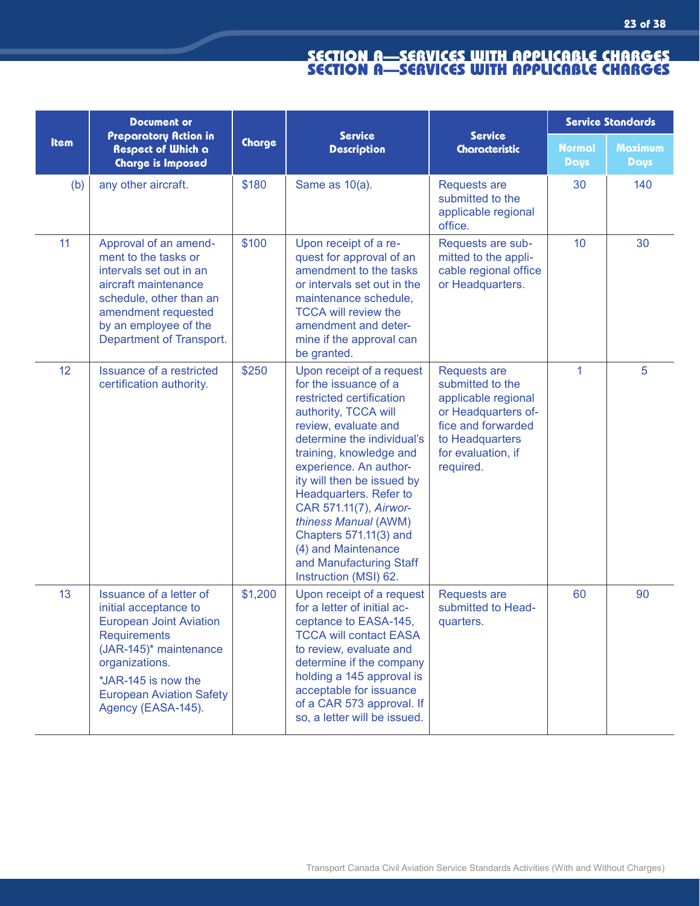## SECTION A—SERVICES WITH APPLICABLE CHARGES

| Item | Document or Preparatory Action in Respect of Which a Charge is Imposed | Charge | Service Description | Service Characteristic | Service Standards | |
|---|---|---|---|---|---|---|
| | | | | | Normal Days | Maximum Days |
| (b) | any other aircraft. | $180 | Same as 10(a). | Requests are submitted to the applicable regional office. | 30 | 140 |
| 11 | Approval of an amendment to the tasks or intervals set out in an aircraft maintenance schedule, other than an amendment requested by an employee of the Department of Transport. | $100 | Upon receipt of a request for approval of an amendment to the tasks or intervals set out in the maintenance schedule, TCCA will review the amendment and determine if the approval can be granted. | Requests are submitted to the applicable regional office or Headquarters. | 10 | 30 |
| 12 | Issuance of a restricted certification authority. | $250 | Upon receipt of a request for the issuance of a restricted certification authority, TCCA will review, evaluate and determine the individual's training, knowledge and experience. An authority will then be issued by Headquarters. Refer to CAR 571.11(7), *Airworthiness Manual* (AWM) Chapters 571.11(3) and (4) and Maintenance and Manufacturing Staff Instruction (MSI) 62. | Requests are submitted to the applicable regional or Headquarters office and forwarded to Headquarters for evaluation, if required. | 1 | 5 |
| 13 | Issuance of a letter of initial acceptance to European Joint Aviation Requirements (JAR-145)* maintenance organizations.<br>*JAR-145 is now the European Aviation Safety Agency (EASA-145). | $1,200 | Upon receipt of a request for a letter of initial acceptance to EASA-145, TCCA will contact EASA to review, evaluate and determine if the company holding a 145 approval is acceptable for issuance of a CAR 573 approval. If so, a letter will be issued. | Requests are submitted to Headquarters. | 60 | 90 |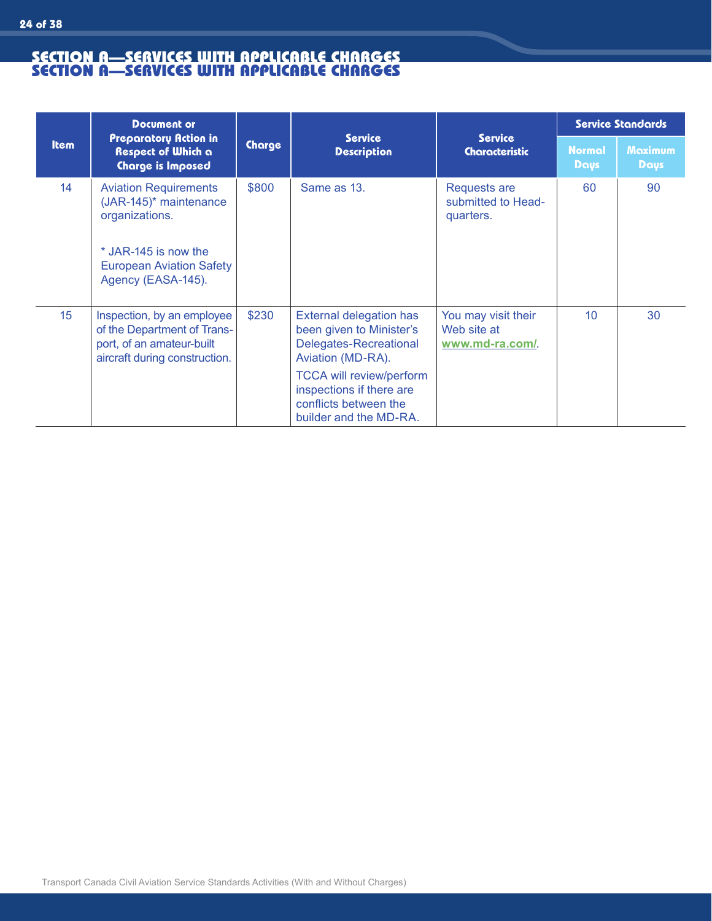## SECTION A—SERVICES WITH APPLICABLE CHARGES

| Item | Document or Preparatory Action in Respect of Which a Charge is Imposed | Charge | Service Description | Service Characteristic | Service Standards | |
|---|---|---|---|---|---|---|
| | | | | | Normal Days | Maximum Days |
| 14 | Aviation Requirements (JAR-145)* maintenance organizations.<br><br>* JAR-145 is now the European Aviation Safety Agency (EASA-145). | $800 | Same as 13. | Requests are submitted to Headquarters. | 60 | 90 |
| 15 | Inspection, by an employee of the Department of Transport, of an amateur-built aircraft during construction. | $230 | External delegation has been given to Minister's Delegates-Recreational Aviation (MD-RA).<br><br>TCCA will review/perform inspections if there are conflicts between the builder and the MD-RA. | You may visit their Web site at www.md-ra.com/. | 10 | 30 |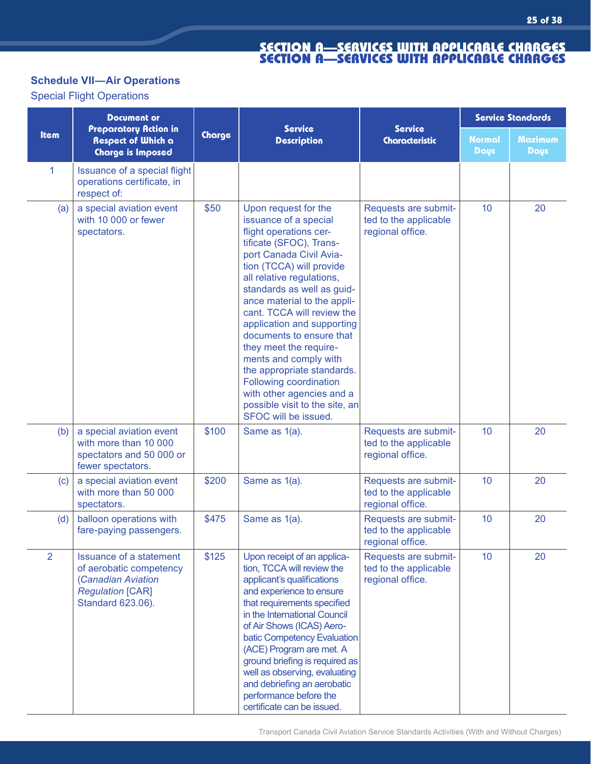## SECTION A—SERVICES WITH APPLICABLE CHARGES

### Schedule VII—Air Operations

Special Flight Operations

| Item | Document or Preparatory Action in Respect of Which a Charge is Imposed | Charge | Service Description | Service Characteristic | Service Standards | |
|---|---|---|---|---|---|---|
| | | | | | Normal Days | Maximum Days |
| 1 | Issuance of a special flight operations certificate, in respect of: | | | | | |
| (a) | a special aviation event with 10 000 or fewer spectators. | $50 | Upon request for the issuance of a special flight operations certificate (SFOC), Transport Canada Civil Aviation (TCCA) will provide all relative regulations, standards as well as guidance material to the applicant. TCCA will review the application and supporting documents to ensure that they meet the requirements and comply with the appropriate standards. Following coordination with other agencies and a possible visit to the site, an SFOC will be issued. | Requests are submitted to the applicable regional office. | 10 | 20 |
| (b) | a special aviation event with more than 10 000 spectators and 50 000 or fewer spectators. | $100 | Same as 1(a). | Requests are submitted to the applicable regional office. | 10 | 20 |
| (c) | a special aviation event with more than 50 000 spectators. | $200 | Same as 1(a). | Requests are submitted to the applicable regional office. | 10 | 20 |
| (d) | balloon operations with fare-paying passengers. | $475 | Same as 1(a). | Requests are submitted to the applicable regional office. | 10 | 20 |
| 2 | Issuance of a statement of aerobatic competency (*Canadian Aviation Regulation* [CAR] Standard 623.06). | $125 | Upon receipt of an application, TCCA will review the applicant's qualifications and experience to ensure that requirements specified in the International Council of Air Shows (ICAS) Aerobatic Competency Evaluation (ACE) Program are met. A ground briefing is required as well as observing, evaluating and debriefing an aerobatic performance before the certificate can be issued. | Requests are submitted to the applicable regional office. | 10 | 20 |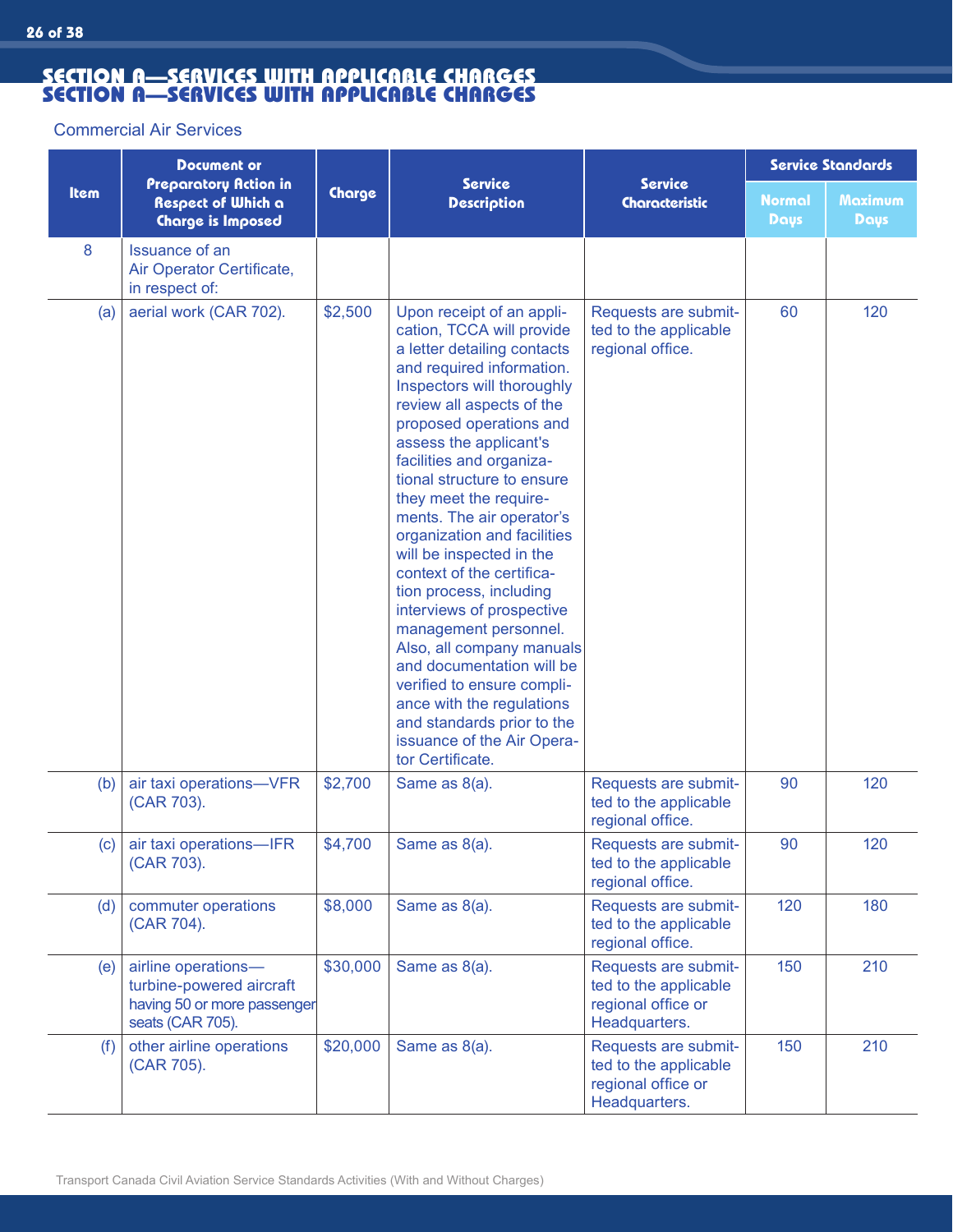## SECTION A—SERVICES WITH APPLICABLE CHARGES

### Commercial Air Services

| Item | Document or Preparatory Action in Respect of Which a Charge is Imposed | Charge | Service Description | Service Characteristic | Service Standards | |
|---|---|---|---|---|---|---|
| | | | | | Normal Days | Maximum Days |
| 8 | Issuance of an Air Operator Certificate, in respect of: | | | | | |
| (a) | aerial work (CAR 702). | $2,500 | Upon receipt of an application, TCCA will provide a letter detailing contacts and required information. Inspectors will thoroughly review all aspects of the proposed operations and assess the applicant's facilities and organizational structure to ensure they meet the requirements. The air operator's organization and facilities will be inspected in the context of the certification process, including interviews of prospective management personnel. Also, all company manuals and documentation will be verified to ensure compliance with the regulations and standards prior to the issuance of the Air Operator Certificate. | Requests are submitted to the applicable regional office. | 60 | 120 |
| (b) | air taxi operations—VFR (CAR 703). | $2,700 | Same as 8(a). | Requests are submitted to the applicable regional office. | 90 | 120 |
| (c) | air taxi operations—IFR (CAR 703). | $4,700 | Same as 8(a). | Requests are submitted to the applicable regional office. | 90 | 120 |
| (d) | commuter operations (CAR 704). | $8,000 | Same as 8(a). | Requests are submitted to the applicable regional office. | 120 | 180 |
| (e) | airline operations—turbine-powered aircraft having 50 or more passenger seats (CAR 705). | $30,000 | Same as 8(a). | Requests are submitted to the applicable regional office or Headquarters. | 150 | 210 |
| (f) | other airline operations (CAR 705). | $20,000 | Same as 8(a). | Requests are submitted to the applicable regional office or Headquarters. | 150 | 210 |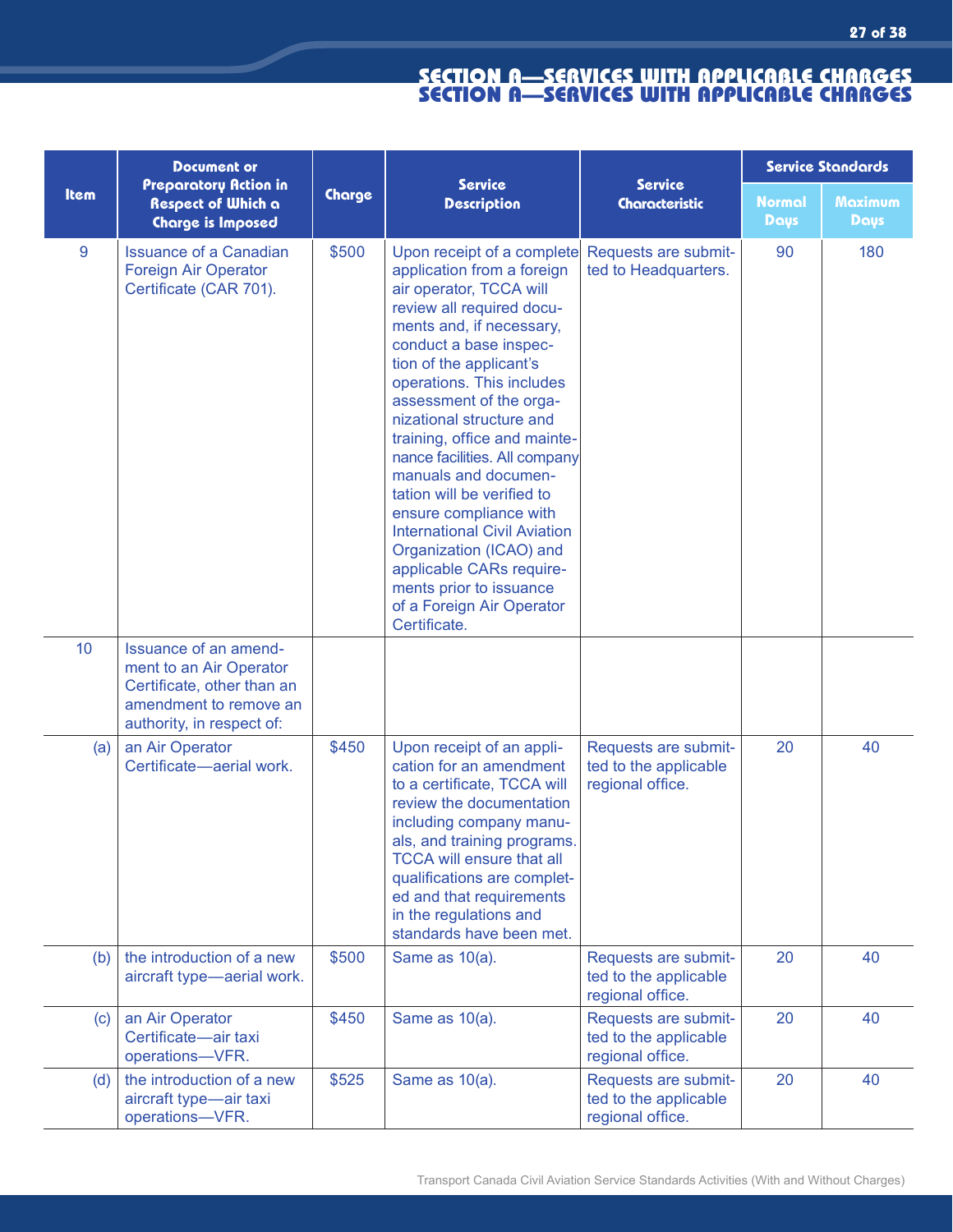## SECTION A—SERVICES WITH APPLICABLE CHARGES

| Item | Document or Preparatory Action in Respect of Which a Charge is Imposed | Charge | Service Description | Service Characteristic | Service Standards | |
|---|---|---|---|---|---|---|
| | | | | | Normal Days | Maximum Days |
| 9 | Issuance of a Canadian Foreign Air Operator Certificate (CAR 701). | $500 | Upon receipt of a complete application from a foreign air operator, TCCA will review all required documents and, if necessary, conduct a base inspection of the applicant's operations. This includes assessment of the organizational structure and training, office and maintenance facilities. All company manuals and documentation will be verified to ensure compliance with International Civil Aviation Organization (ICAO) and applicable CARs requirements prior to issuance of a Foreign Air Operator Certificate. | Requests are submitted to Headquarters. | 90 | 180 |
| 10 | Issuance of an amendment to an Air Operator Certificate, other than an amendment to remove an authority, in respect of: | | | | | |
| (a) | an Air Operator Certificate—aerial work. | $450 | Upon receipt of an application for an amendment to a certificate, TCCA will review the documentation including company manuals, and training programs. TCCA will ensure that all qualifications are completed and that requirements in the regulations and standards have been met. | Requests are submitted to the applicable regional office. | 20 | 40 |
| (b) | the introduction of a new aircraft type—aerial work. | $500 | Same as 10(a). | Requests are submitted to the applicable regional office. | 20 | 40 |
| (c) | an Air Operator Certificate—air taxi operations—VFR. | $450 | Same as 10(a). | Requests are submitted to the applicable regional office. | 20 | 40 |
| (d) | the introduction of a new aircraft type—air taxi operations—VFR. | $525 | Same as 10(a). | Requests are submitted to the applicable regional office. | 20 | 40 |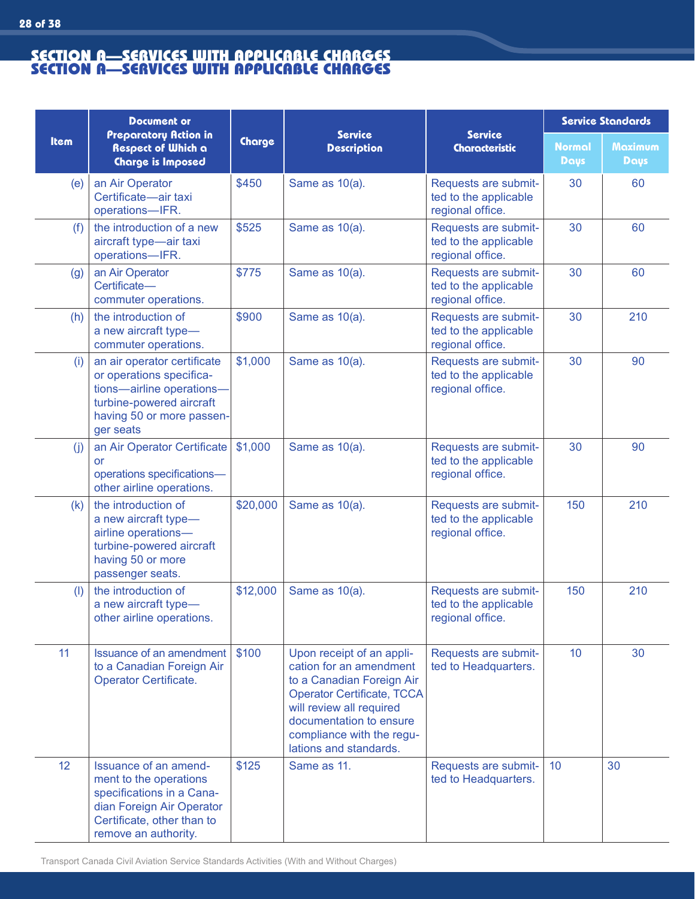## SECTION A—SERVICES WITH APPLICABLE CHARGES

| Item | Document or Preparatory Action in Respect of Which a Charge is Imposed | Charge | Service Description | Service Characteristic | Service Standards | |
|---|---|---|---|---|---|---|
| | | | | | Normal Days | Maximum Days |
| (e) | an Air Operator Certificate—air taxi operations—IFR. | $450 | Same as 10(a). | Requests are submitted to the applicable regional office. | 30 | 60 |
| (f) | the introduction of a new aircraft type—air taxi operations—IFR. | $525 | Same as 10(a). | Requests are submitted to the applicable regional office. | 30 | 60 |
| (g) | an Air Operator Certificate—commuter operations. | $775 | Same as 10(a). | Requests are submitted to the applicable regional office. | 30 | 60 |
| (h) | the introduction of a new aircraft type—commuter operations. | $900 | Same as 10(a). | Requests are submitted to the applicable regional office. | 30 | 210 |
| (i) | an air operator certificate or operations specifications—airline operations—turbine-powered aircraft having 50 or more passenger seats | $1,000 | Same as 10(a). | Requests are submitted to the applicable regional office. | 30 | 90 |
| (j) | an Air Operator Certificate or operations specifications—other airline operations. | $1,000 | Same as 10(a). | Requests are submitted to the applicable regional office. | 30 | 90 |
| (k) | the introduction of a new aircraft type—airline operations—turbine-powered aircraft having 50 or more passenger seats. | $20,000 | Same as 10(a). | Requests are submitted to the applicable regional office. | 150 | 210 |
| (l) | the introduction of a new aircraft type—other airline operations. | $12,000 | Same as 10(a). | Requests are submitted to the applicable regional office. | 150 | 210 |
| 11 | Issuance of an amendment to a Canadian Foreign Air Operator Certificate. | $100 | Upon receipt of an application for an amendment to a Canadian Foreign Air Operator Certificate, TCCA will review all required documentation to ensure compliance with the regulations and standards. | Requests are submitted to Headquarters. | 10 | 30 |
| 12 | Issuance of an amendment to the operations specifications in a Canadian Foreign Air Operator Certificate, other than to remove an authority. | $125 | Same as 11. | Requests are submitted to Headquarters. | 10 | 30 |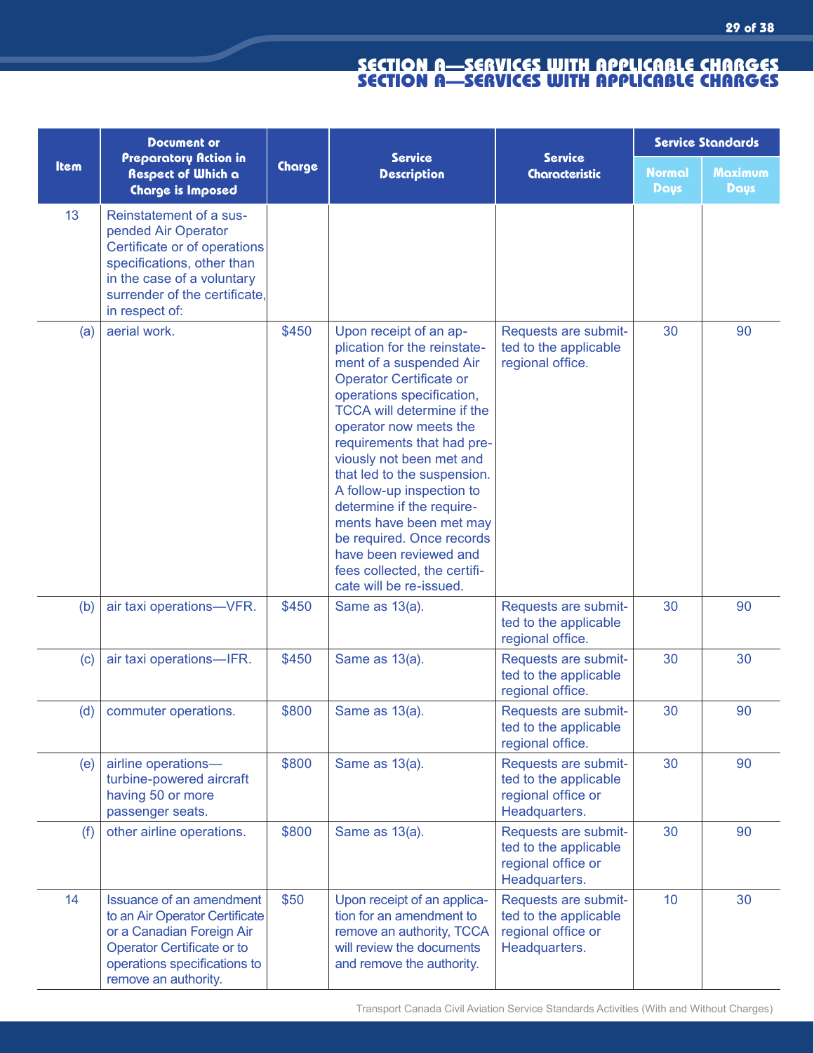## SECTION A—SERVICES WITH APPLICABLE CHARGES

| Item | Document or Preparatory Action in Respect of Which a Charge is Imposed | Charge | Service Description | Service Characteristic | Service Standards | |
|---|---|---|---|---|---|---|
| | | | | | Normal Days | Maximum Days |
| 13 | Reinstatement of a suspended Air Operator Certificate or of operations specifications, other than in the case of a voluntary surrender of the certificate, in respect of: | | | | | |
| (a) | aerial work. | $450 | Upon receipt of an application for the reinstatement of a suspended Air Operator Certificate or operations specification, TCCA will determine if the operator now meets the requirements that had previously not been met and that led to the suspension. A follow-up inspection to determine if the requirements have been met may be required. Once records have been reviewed and fees collected, the certificate will be re-issued. | Requests are submitted to the applicable regional office. | 30 | 90 |
| (b) | air taxi operations—VFR. | $450 | Same as 13(a). | Requests are submitted to the applicable regional office. | 30 | 90 |
| (c) | air taxi operations—IFR. | $450 | Same as 13(a). | Requests are submitted to the applicable regional office. | 30 | 30 |
| (d) | commuter operations. | $800 | Same as 13(a). | Requests are submitted to the applicable regional office. | 30 | 90 |
| (e) | airline operations—turbine-powered aircraft having 50 or more passenger seats. | $800 | Same as 13(a). | Requests are submitted to the applicable regional office or Headquarters. | 30 | 90 |
| (f) | other airline operations. | $800 | Same as 13(a). | Requests are submitted to the applicable regional office or Headquarters. | 30 | 90 |
| 14 | Issuance of an amendment to an Air Operator Certificate or a Canadian Foreign Air Operator Certificate or to operations specifications to remove an authority. | $50 | Upon receipt of an application for an amendment to remove an authority, TCCA will review the documents and remove the authority. | Requests are submitted to the applicable regional office or Headquarters. | 10 | 30 |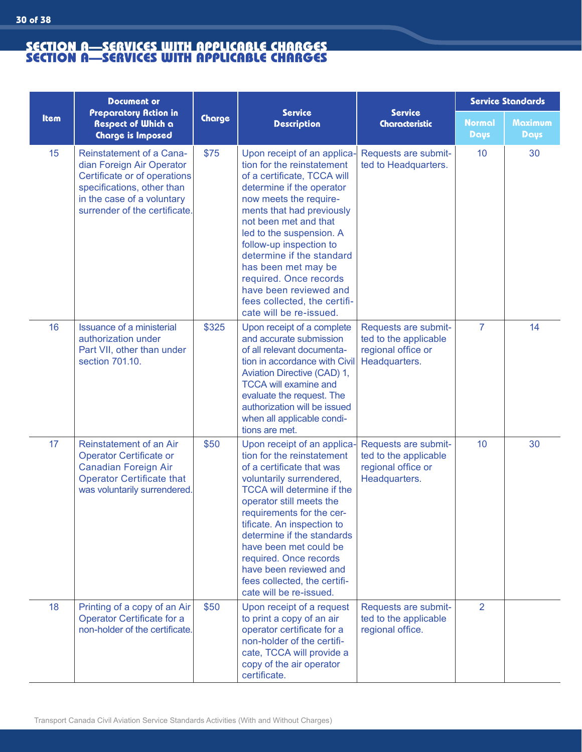## SECTION A—SERVICES WITH APPLICABLE CHARGES

| Item | Document or Preparatory Action in Respect of Which a Charge is Imposed | Charge | Service Description | Service Characteristic | Service Standards | |
|---|---|---|---|---|---|---|
| | | | | | Normal Days | Maximum Days |
| 15 | Reinstatement of a Canadian Foreign Air Operator Certificate or of operations specifications, other than in the case of a voluntary surrender of the certificate. | $75 | Upon receipt of an application for the reinstatement of a certificate, TCCA will determine if the operator now meets the requirements that had previously not been met and that led to the suspension. A follow-up inspection to determine if the standard has been met may be required. Once records have been reviewed and fees collected, the certificate will be re-issued. | Requests are submitted to Headquarters. | 10 | 30 |
| 16 | Issuance of a ministerial authorization under Part VII, other than under section 701.10. | $325 | Upon receipt of a complete and accurate submission of all relevant documentation in accordance with Civil Aviation Directive (CAD) 1, TCCA will examine and evaluate the request. The authorization will be issued when all applicable conditions are met. | Requests are submitted to the applicable regional office or Headquarters. | 7 | 14 |
| 17 | Reinstatement of an Air Operator Certificate or Canadian Foreign Air Operator Certificate that was voluntarily surrendered. | $50 | Upon receipt of an application for the reinstatement of a certificate that was voluntarily surrendered, TCCA will determine if the operator still meets the requirements for the certificate. An inspection to determine if the standards have been met could be required. Once records have been reviewed and fees collected, the certificate will be re-issued. | Requests are submitted to the applicable regional office or Headquarters. | 10 | 30 |
| 18 | Printing of a copy of an Air Operator Certificate for a non-holder of the certificate. | $50 | Upon receipt of a request to print a copy of an air operator certificate for a non-holder of the certificate, TCCA will provide a copy of the air operator certificate. | Requests are submitted to the applicable regional office. | 2 | |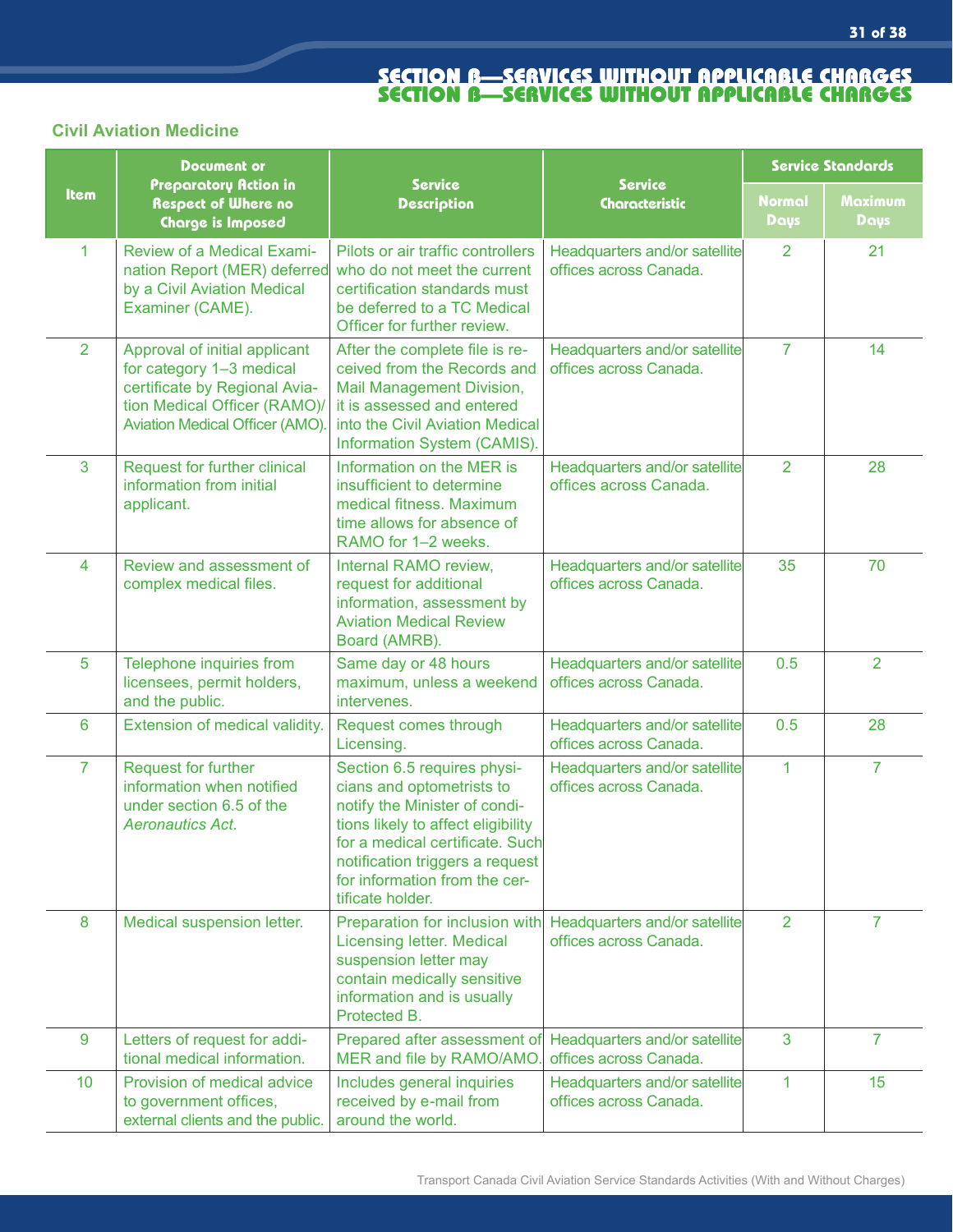## SECTION B—SERVICES WITHOUT APPLICABLE CHARGES

### Civil Aviation Medicine

| Item | Document or Preparatory Action in Respect of Where no Charge is Imposed | Service Description | Service Characteristic | Service Standards | |
|---|---|---|---|---|---|
| | | | | Normal Days | Maximum Days |
| 1 | Review of a Medical Examination Report (MER) deferred by a Civil Aviation Medical Examiner (CAME). | Pilots or air traffic controllers who do not meet the current certification standards must be deferred to a TC Medical Officer for further review. | Headquarters and/or satellite offices across Canada. | 2 | 21 |
| 2 | Approval of initial applicant for category 1–3 medical certificate by Regional Aviation Medical Officer (RAMO)/ Aviation Medical Officer (AMO). | After the complete file is received from the Records and Mail Management Division, it is assessed and entered into the Civil Aviation Medical Information System (CAMIS). | Headquarters and/or satellite offices across Canada. | 7 | 14 |
| 3 | Request for further clinical information from initial applicant. | Information on the MER is insufficient to determine medical fitness. Maximum time allows for absence of RAMO for 1–2 weeks. | Headquarters and/or satellite offices across Canada. | 2 | 28 |
| 4 | Review and assessment of complex medical files. | Internal RAMO review, request for additional information, assessment by Aviation Medical Review Board (AMRB). | Headquarters and/or satellite offices across Canada. | 35 | 70 |
| 5 | Telephone inquiries from licensees, permit holders, and the public. | Same day or 48 hours maximum, unless a weekend intervenes. | Headquarters and/or satellite offices across Canada. | 0.5 | 2 |
| 6 | Extension of medical validity. | Request comes through Licensing. | Headquarters and/or satellite offices across Canada. | 0.5 | 28 |
| 7 | Request for further information when notified under section 6.5 of the *Aeronautics Act*. | Section 6.5 requires physicians and optometrists to notify the Minister of conditions likely to affect eligibility for a medical certificate. Such notification triggers a request for information from the certificate holder. | Headquarters and/or satellite offices across Canada. | 1 | 7 |
| 8 | Medical suspension letter. | Preparation for inclusion with Licensing letter. Medical suspension letter may contain medically sensitive information and is usually Protected B. | Headquarters and/or satellite offices across Canada. | 2 | 7 |
| 9 | Letters of request for additional medical information. | Prepared after assessment of MER and file by RAMO/AMO. | Headquarters and/or satellite offices across Canada. | 3 | 7 |
| 10 | Provision of medical advice to government offices, external clients and the public. | Includes general inquiries received by e-mail from around the world. | Headquarters and/or satellite offices across Canada. | 1 | 15 |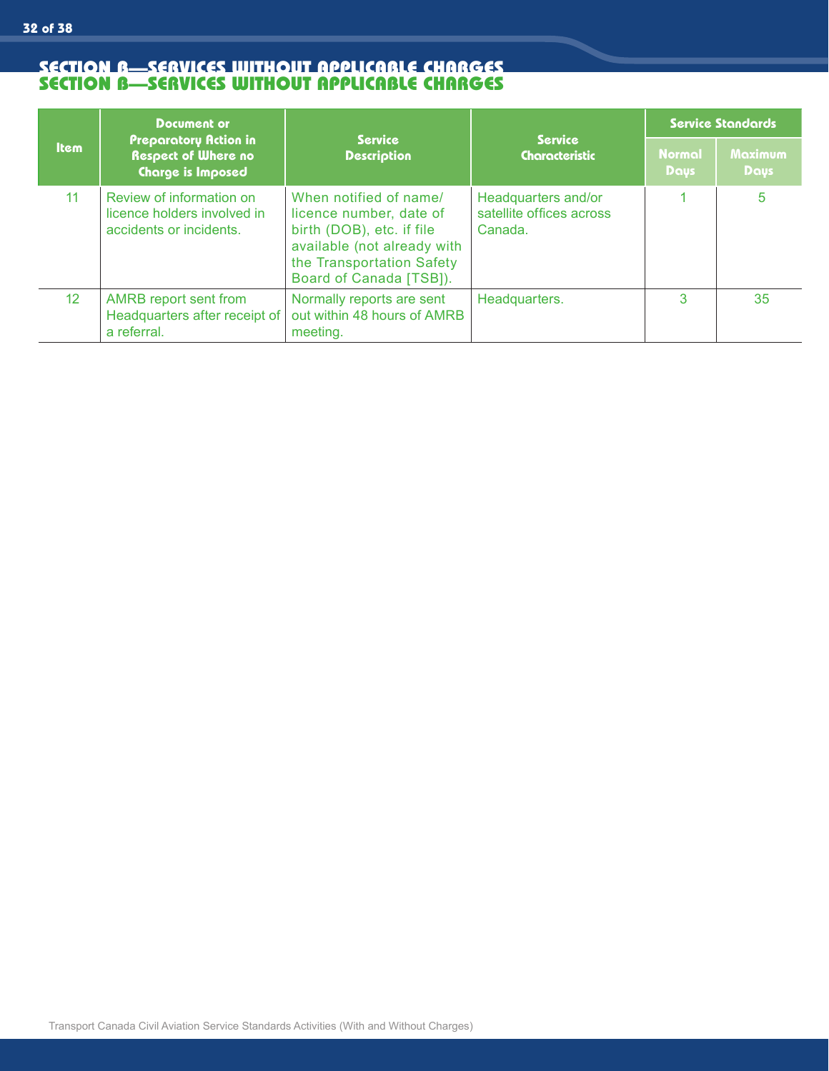## SECTION B—SERVICES WITHOUT APPLICABLE CHARGES

| Item | Document or Preparatory Action in Respect of Where no Charge is Imposed | Service Description | Service Characteristic | Service Standards | |
|---|---|---|---|---|---|
| | | | | Normal Days | Maximum Days |
| 11 | Review of information on licence holders involved in accidents or incidents. | When notified of name/ licence number, date of birth (DOB), etc. if file available (not already with the Transportation Safety Board of Canada [TSB]). | Headquarters and/or satellite offices across Canada. | 1 | 5 |
| 12 | AMRB report sent from Headquarters after receipt of a referral. | Normally reports are sent out within 48 hours of AMRB meeting. | Headquarters. | 3 | 35 |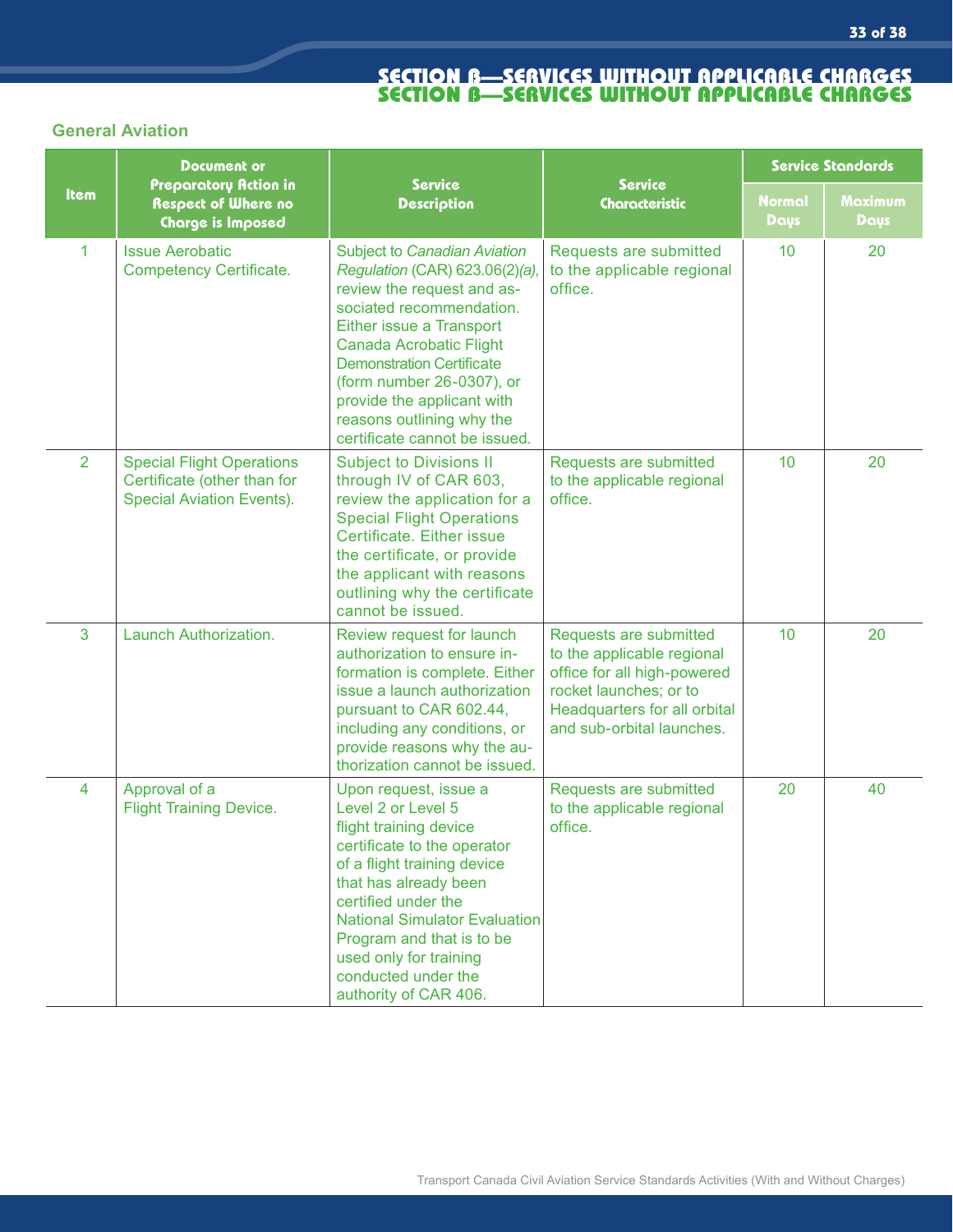# SECTION B—SERVICES WITHOUT APPLICABLE CHARGES

## General Aviation

| Item | Document or Preparatory Action in Respect of Where no Charge is Imposed | Service Description | Service Characteristic | Service Standards | |
|---|---|---|---|---|---|
| | | | | Normal Days | Maximum Days |
| 1 | Issue Aerobatic Competency Certificate. | Subject to *Canadian Aviation Regulation* (CAR) 623.06(2)*(a)*, review the request and associated recommendation. Either issue a Transport Canada Acrobatic Flight Demonstration Certificate (form number 26-0307), or provide the applicant with reasons outlining why the certificate cannot be issued. | Requests are submitted to the applicable regional office. | 10 | 20 |
| 2 | Special Flight Operations Certificate (other than for Special Aviation Events). | Subject to Divisions II through IV of CAR 603, review the application for a Special Flight Operations Certificate. Either issue the certificate, or provide the applicant with reasons outlining why the certificate cannot be issued. | Requests are submitted to the applicable regional office. | 10 | 20 |
| 3 | Launch Authorization. | Review request for launch authorization to ensure information is complete. Either issue a launch authorization pursuant to CAR 602.44, including any conditions, or provide reasons why the authorization cannot be issued. | Requests are submitted to the applicable regional office for all high-powered rocket launches; or to Headquarters for all orbital and sub-orbital launches. | 10 | 20 |
| 4 | Approval of a Flight Training Device. | Upon request, issue a Level 2 or Level 5 flight training device certificate to the operator of a flight training device that has already been certified under the National Simulator Evaluation Program and that is to be used only for training conducted under the authority of CAR 406. | Requests are submitted to the applicable regional office. | 20 | 40 |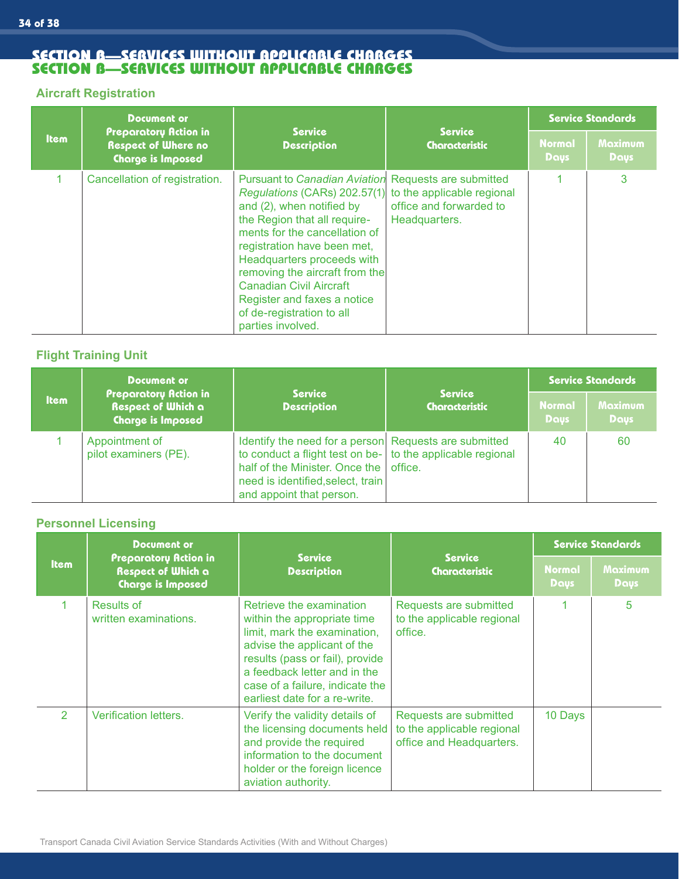# SECTION B—SERVICES WITHOUT APPLICABLE CHARGES

## Aircraft Registration

| Item | Document or Preparatory Action in Respect of Where no Charge is Imposed | Service Description | Service Characteristic | Service Standards | |
|---|---|---|---|---|---|
| | | | | Normal Days | Maximum Days |
| 1 | Cancellation of registration. | Pursuant to *Canadian Aviation Regulations* (CARs) 202.57(1) and (2), when notified by the Region that all requirements for the cancellation of registration have been met, Headquarters proceeds with removing the aircraft from the Canadian Civil Aircraft Register and faxes a notice of de-registration to all parties involved. | Requests are submitted to the applicable regional office and forwarded to Headquarters. | 1 | 3 |

## Flight Training Unit

| Item | Document or Preparatory Action in Respect of Which a Charge is Imposed | Service Description | Service Characteristic | Service Standards | |
|---|---|---|---|---|---|
| | | | | Normal Days | Maximum Days |
| 1 | Appointment of pilot examiners (PE). | Identify the need for a person to conduct a flight test on behalf of the Minister. Once the need is identified,select, train and appoint that person. | Requests are submitted to the applicable regional office. | 40 | 60 |

## Personnel Licensing

| Item | Document or Preparatory Action in Respect of Which a Charge is Imposed | Service Description | Service Characteristic | Service Standards | |
|---|---|---|---|---|---|
| | | | | Normal Days | Maximum Days |
| 1 | Results of written examinations. | Retrieve the examination within the appropriate time limit, mark the examination, advise the applicant of the results (pass or fail), provide a feedback letter and in the case of a failure, indicate the earliest date for a re-write. | Requests are submitted to the applicable regional office. | 1 | 5 |
| 2 | Verification letters. | Verify the validity details of the licensing documents held and provide the required information to the document holder or the foreign licence aviation authority. | Requests are submitted to the applicable regional office and Headquarters. | 10 Days | |

Transport Canada Civil Aviation Service Standards Activities (With and Without Charges)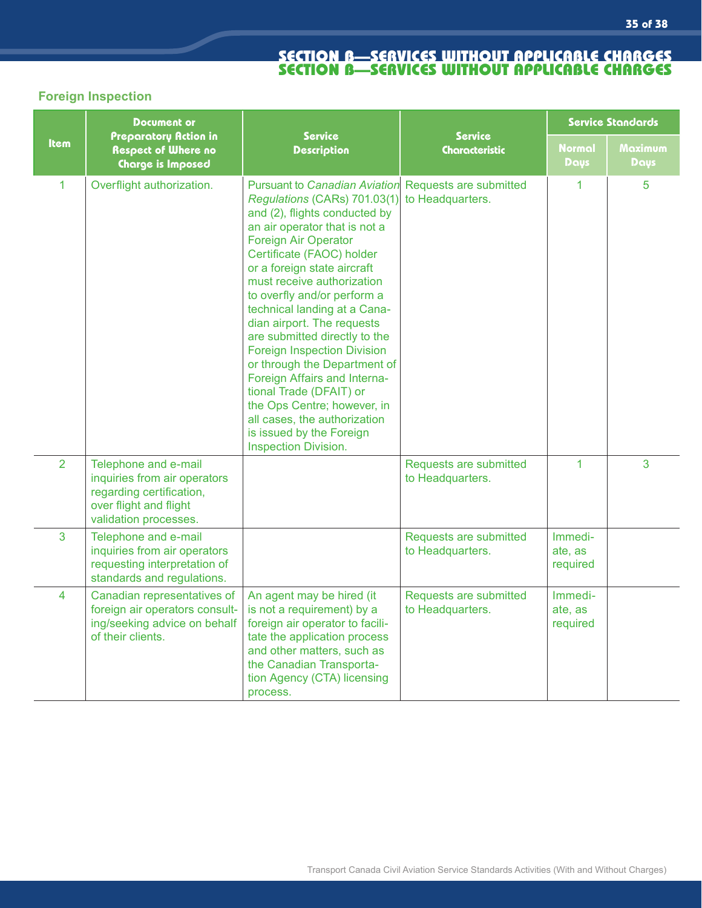## Section B—Services Without Applicable Charges

### Foreign Inspection

| Item | Document or Preparatory Action in Respect of Where no Charge is Imposed | Service Description | Service Characteristic | Service Standards | |
|---|---|---|---|---|---|
| | | | | Normal Days | Maximum Days |
| 1 | Overflight authorization. | Pursuant to *Canadian Aviation Regulations* (CARs) 701.03(1) and (2), flights conducted by an air operator that is not a Foreign Air Operator Certificate (FAOC) holder or a foreign state aircraft must receive authorization to overfly and/or perform a technical landing at a Canadian airport. The requests are submitted directly to the Foreign Inspection Division or through the Department of Foreign Affairs and International Trade (DFAIT) or the Ops Centre; however, in all cases, the authorization is issued by the Foreign Inspection Division. | Requests are submitted to Headquarters. | 1 | 5 |
| 2 | Telephone and e-mail inquiries from air operators regarding certification, over flight and flight validation processes. | | Requests are submitted to Headquarters. | 1 | 3 |
| 3 | Telephone and e-mail inquiries from air operators requesting interpretation of standards and regulations. | | Requests are submitted to Headquarters. | Immediate, as required | |
| 4 | Canadian representatives of foreign air operators consulting/seeking advice on behalf of their clients. | An agent may be hired (it is not a requirement) by a foreign air operator to facilitate the application process and other matters, such as the Canadian Transportation Agency (CTA) licensing process. | Requests are submitted to Headquarters. | Immediate, as required | |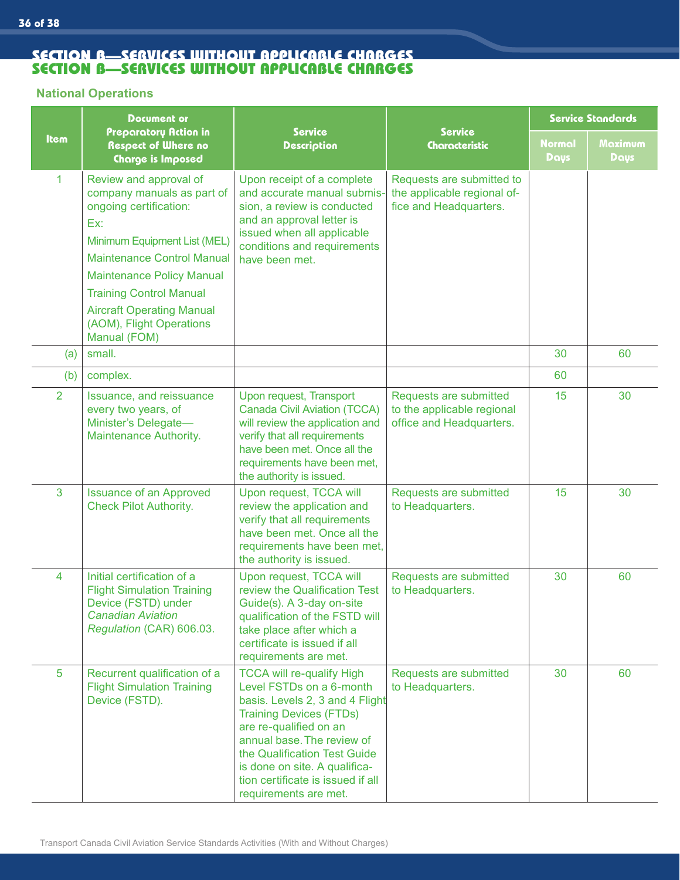## SECTION B—SERVICES WITHOUT APPLICABLE CHARGES

### National Operations

| Item | Document or Preparatory Action in Respect of Where no Charge is Imposed | Service Description | Service Characteristic | Service Standards | |
|---|---|---|---|---|---|
| | | | | Normal Days | Maximum Days |
| 1 | Review and approval of company manuals as part of ongoing certification:<br>Ex:<br>Minimum Equipment List (MEL)<br>Maintenance Control Manual<br>Maintenance Policy Manual<br>Training Control Manual<br>Aircraft Operating Manual (AOM), Flight Operations Manual (FOM) | Upon receipt of a complete and accurate manual submission, a review is conducted and an approval letter is issued when all applicable conditions and requirements have been met. | Requests are submitted to the applicable regional office and Headquarters. | | |
| (a) | small. | | | 30 | 60 |
| (b) | complex. | | | 60 | |
| 2 | Issuance, and reissuance every two years, of Minister's Delegate—Maintenance Authority. | Upon request, Transport Canada Civil Aviation (TCCA) will review the application and verify that all requirements have been met. Once all the requirements have been met, the authority is issued. | Requests are submitted to the applicable regional office and Headquarters. | 15 | 30 |
| 3 | Issuance of an Approved Check Pilot Authority. | Upon request, TCCA will review the application and verify that all requirements have been met. Once all the requirements have been met, the authority is issued. | Requests are submitted to Headquarters. | 15 | 30 |
| 4 | Initial certification of a Flight Simulation Training Device (FSTD) under *Canadian Aviation Regulation* (CAR) 606.03. | Upon request, TCCA will review the Qualification Test Guide(s). A 3-day on-site qualification of the FSTD will take place after which a certificate is issued if all requirements are met. | Requests are submitted to Headquarters. | 30 | 60 |
| 5 | Recurrent qualification of a Flight Simulation Training Device (FSTD). | TCCA will re-qualify High Level FSTDs on a 6-month basis. Levels 2, 3 and 4 Flight Training Devices (FTDs) are re-qualified on an annual base. The review of the Qualification Test Guide is done on site. A qualification certificate is issued if all requirements are met. | Requests are submitted to Headquarters. | 30 | 60 |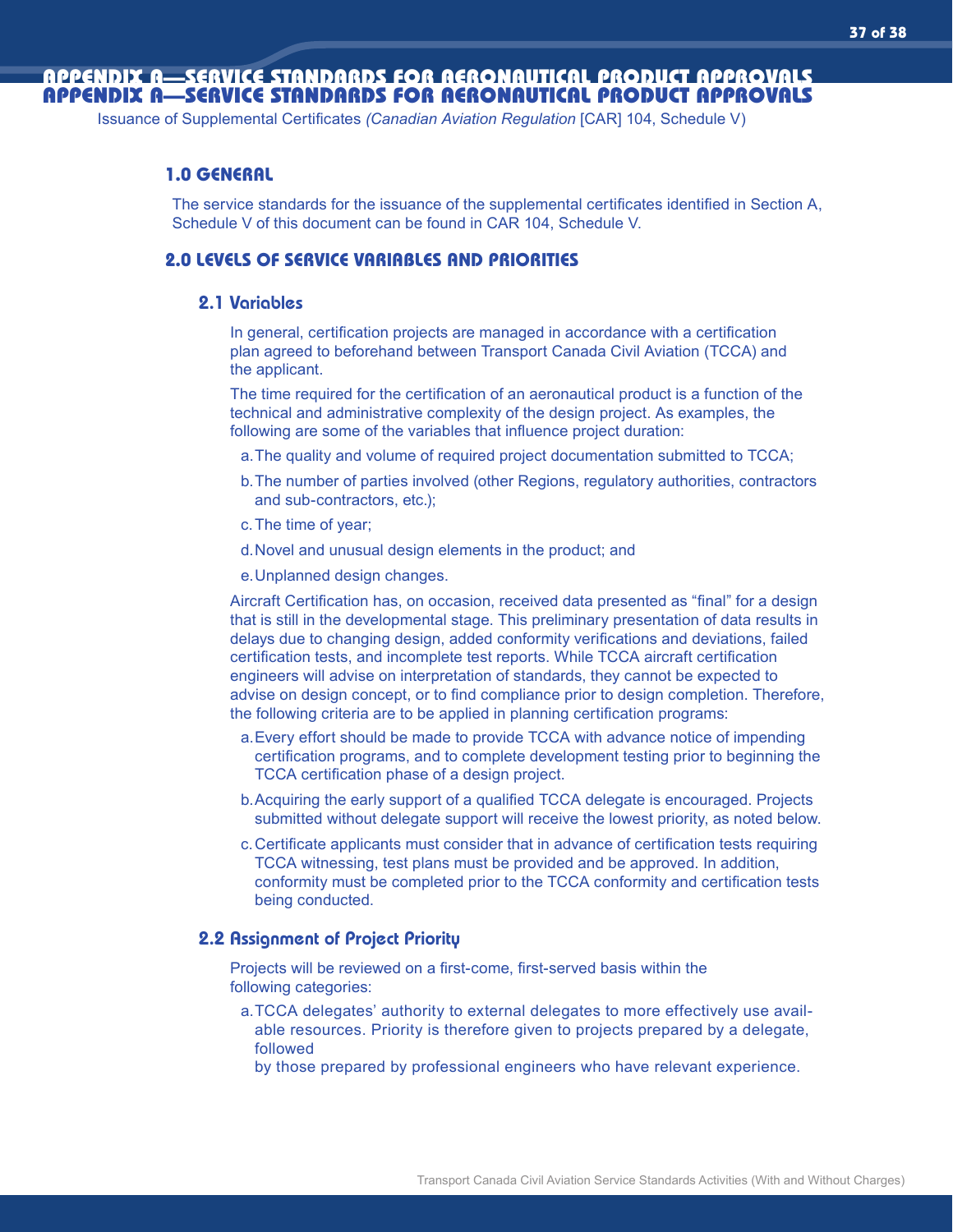# APPENDIX A—SERVICE STANDARDS FOR AERONAUTICAL PRODUCT APPROVALS

Issuance of Supplemental Certificates *(Canadian Aviation Regulation* [CAR] 104, Schedule V)

## 1.0 GENERAL

The service standards for the issuance of the supplemental certificates identified in Section A, Schedule V of this document can be found in CAR 104, Schedule V.

## 2.0 LEVELS OF SERVICE VARIABLES AND PRIORITIES

### 2.1 Variables

In general, certification projects are managed in accordance with a certification plan agreed to beforehand between Transport Canada Civil Aviation (TCCA) and the applicant.

The time required for the certification of an aeronautical product is a function of the technical and administrative complexity of the design project. As examples, the following are some of the variables that influence project duration:

a. The quality and volume of required project documentation submitted to TCCA;

b. The number of parties involved (other Regions, regulatory authorities, contractors and sub-contractors, etc.);

c. The time of year;

d. Novel and unusual design elements in the product; and

e. Unplanned design changes.

Aircraft Certification has, on occasion, received data presented as “final” for a design that is still in the developmental stage. This preliminary presentation of data results in delays due to changing design, added conformity verifications and deviations, failed certification tests, and incomplete test reports. While TCCA aircraft certification engineers will advise on interpretation of standards, they cannot be expected to advise on design concept, or to find compliance prior to design completion. Therefore, the following criteria are to be applied in planning certification programs:

a. Every effort should be made to provide TCCA with advance notice of impending certification programs, and to complete development testing prior to beginning the TCCA certification phase of a design project.

b. Acquiring the early support of a qualified TCCA delegate is encouraged. Projects submitted without delegate support will receive the lowest priority, as noted below.

c. Certificate applicants must consider that in advance of certification tests requiring TCCA witnessing, test plans must be provided and be approved. In addition, conformity must be completed prior to the TCCA conformity and certification tests being conducted.

### 2.2 Assignment of Project Priority

Projects will be reviewed on a first-come, first-served basis within the following categories:

a. TCCA delegates’ authority to external delegates to more effectively use available resources. Priority is therefore given to projects prepared by a delegate, followed by those prepared by professional engineers who have relevant experience.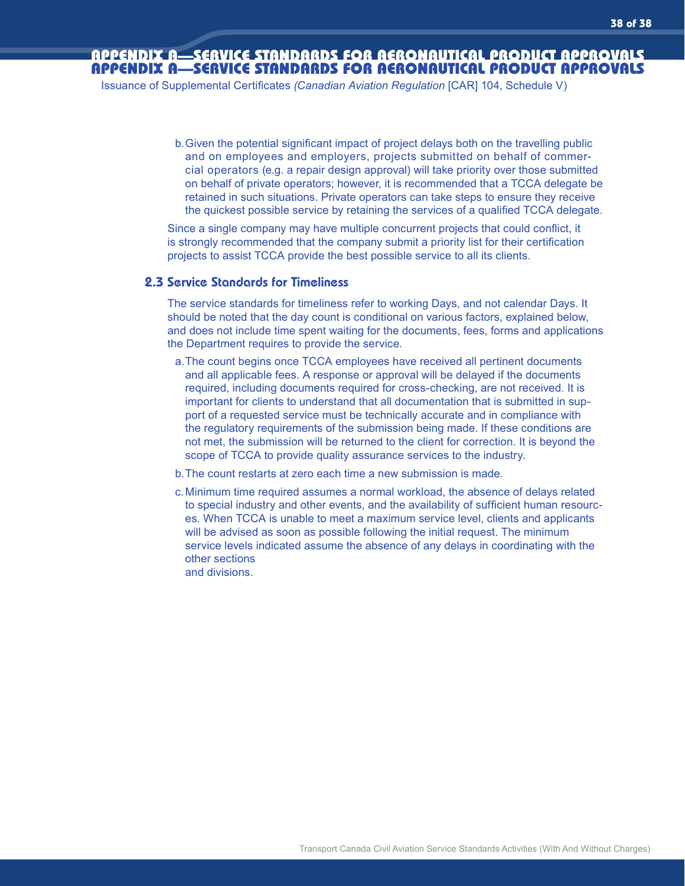b. Given the potential significant impact of project delays both on the travelling public and on employees and employers, projects submitted on behalf of commercial operators (e.g. a repair design approval) will take priority over those submitted on behalf of private operators; however, it is recommended that a TCCA delegate be retained in such situations. Private operators can take steps to ensure they receive the quickest possible service by retaining the services of a qualified TCCA delegate.

Since a single company may have multiple concurrent projects that could conflict, it is strongly recommended that the company submit a priority list for their certification projects to assist TCCA provide the best possible service to all its clients.

## 2.3 Service Standards for Timeliness

The service standards for timeliness refer to working Days, and not calendar Days. It should be noted that the day count is conditional on various factors, explained below, and does not include time spent waiting for the documents, fees, forms and applications the Department requires to provide the service.

a. The count begins once TCCA employees have received all pertinent documents and all applicable fees. A response or approval will be delayed if the documents required, including documents required for cross-checking, are not received. It is important for clients to understand that all documentation that is submitted in support of a requested service must be technically accurate and in compliance with the regulatory requirements of the submission being made. If these conditions are not met, the submission will be returned to the client for correction. It is beyond the scope of TCCA to provide quality assurance services to the industry.

b. The count restarts at zero each time a new submission is made.

c. Minimum time required assumes a normal workload, the absence of delays related to special industry and other events, and the availability of sufficient human resources. When TCCA is unable to meet a maximum service level, clients and applicants will be advised as soon as possible following the initial request. The minimum service levels indicated assume the absence of any delays in coordinating with the other sections and divisions.